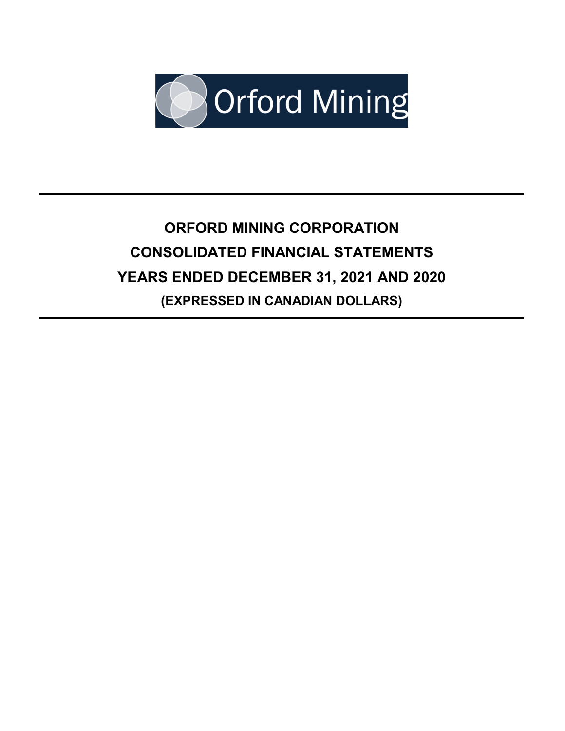Orford Mining

# ORFORD MINING CORPORATION

# CONSOLIDATED FINANCIAL STATEMENTS

# YEARS ENDED DECEMBER 31, 2021 AND 2020

**(EXPRESSED IN CANADIAN DOLLARS)**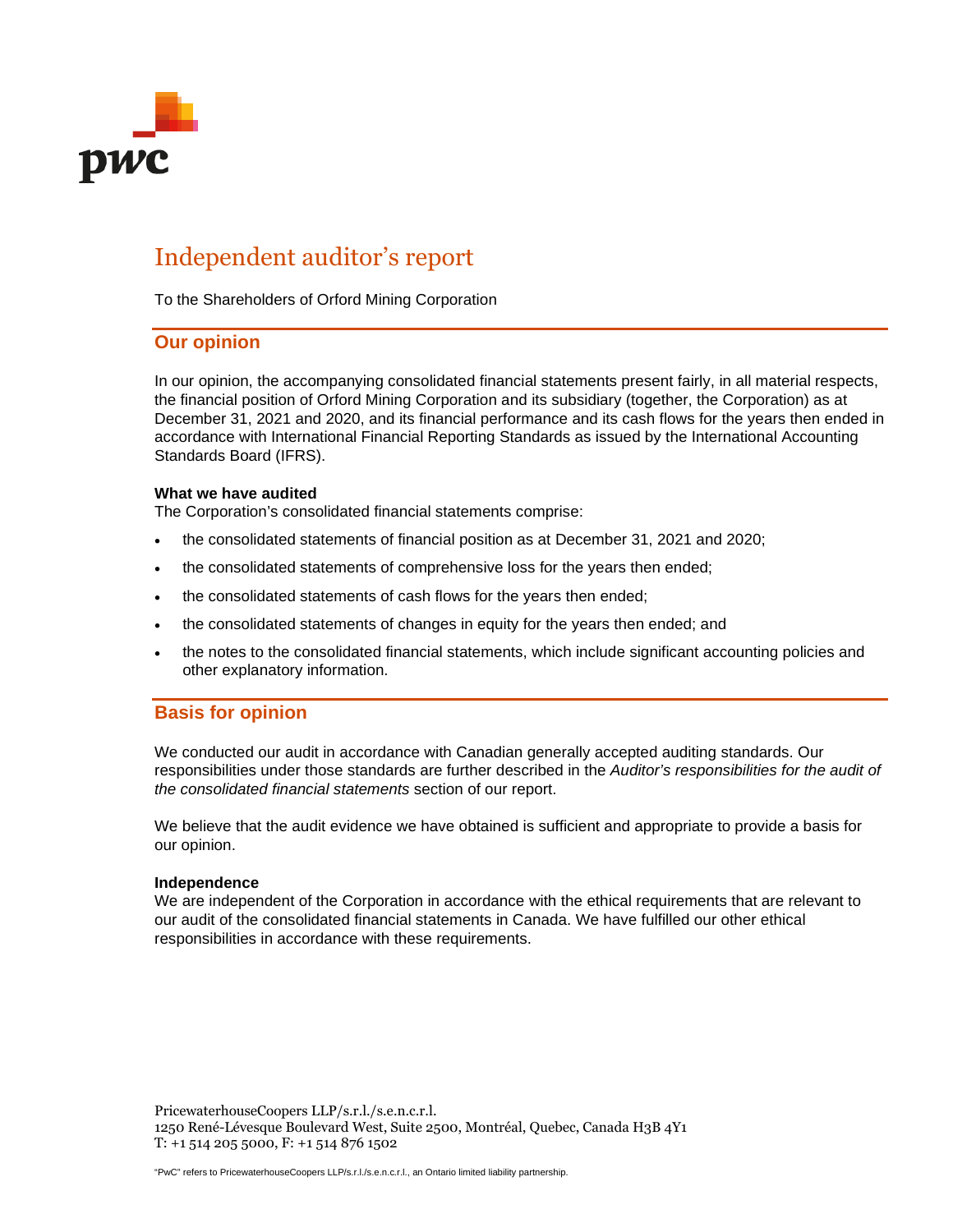# Independent auditor's report

To the Shareholders of Orford Mining Corporation

## Our opinion

In our opinion, the accompanying consolidated financial statements present fairly, in all material respects, the financial position of Orford Mining Corporation and its subsidiary (together, the Corporation) as at December 31, 2021 and 2020, and its financial performance and its cash flows for the years then ended in accordance with International Financial Reporting Standards as issued by the International Accounting Standards Board (IFRS).

### What we have audited

The Corporation's consolidated financial statements comprise:

- the consolidated statements of financial position as at December 31, 2021 and 2020;
- the consolidated statements of comprehensive loss for the years then ended;
- the consolidated statements of cash flows for the years then ended;
- the consolidated statements of changes in equity for the years then ended; and
- the notes to the consolidated financial statements, which include significant accounting policies and other explanatory information.

## Basis for opinion

We conducted our audit in accordance with Canadian generally accepted auditing standards. Our responsibilities under those standards are further described in the *Auditor's responsibilities for the audit of the consolidated financial statements* section of our report.

We believe that the audit evidence we have obtained is sufficient and appropriate to provide a basis for our opinion.

### Independence

We are independent of the Corporation in accordance with the ethical requirements that are relevant to our audit of the consolidated financial statements in Canada. We have fulfilled our other ethical responsibilities in accordance with these requirements.

PricewaterhouseCoopers LLP/s.r.l./s.e.n.c.r.l.
1250 René-Lévesque Boulevard West, Suite 2500, Montréal, Quebec, Canada H3B 4Y1
T: +1 514 205 5000, F: +1 514 876 1502

"PwC" refers to PricewaterhouseCoopers LLP/s.r.l./s.e.n.c.r.l., an Ontario limited liability partnership.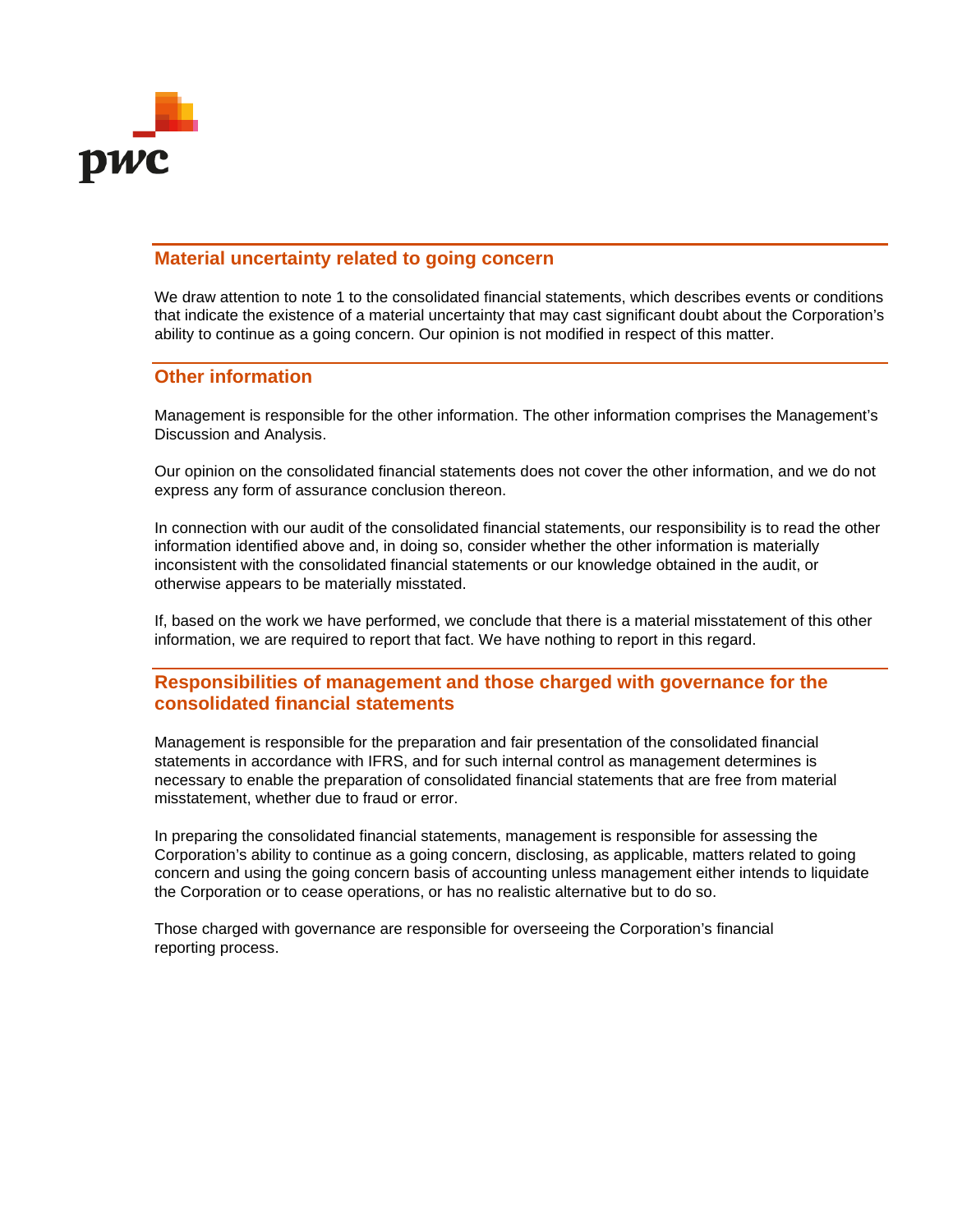## Material uncertainty related to going concern

We draw attention to note 1 to the consolidated financial statements, which describes events or conditions that indicate the existence of a material uncertainty that may cast significant doubt about the Corporation's ability to continue as a going concern. Our opinion is not modified in respect of this matter.

## Other information

Management is responsible for the other information. The other information comprises the Management's Discussion and Analysis.

Our opinion on the consolidated financial statements does not cover the other information, and we do not express any form of assurance conclusion thereon.

In connection with our audit of the consolidated financial statements, our responsibility is to read the other information identified above and, in doing so, consider whether the other information is materially inconsistent with the consolidated financial statements or our knowledge obtained in the audit, or otherwise appears to be materially misstated.

If, based on the work we have performed, we conclude that there is a material misstatement of this other information, we are required to report that fact. We have nothing to report in this regard.

## Responsibilities of management and those charged with governance for the consolidated financial statements

Management is responsible for the preparation and fair presentation of the consolidated financial statements in accordance with IFRS, and for such internal control as management determines is necessary to enable the preparation of consolidated financial statements that are free from material misstatement, whether due to fraud or error.

In preparing the consolidated financial statements, management is responsible for assessing the Corporation's ability to continue as a going concern, disclosing, as applicable, matters related to going concern and using the going concern basis of accounting unless management either intends to liquidate the Corporation or to cease operations, or has no realistic alternative but to do so.

Those charged with governance are responsible for overseeing the Corporation's financial reporting process.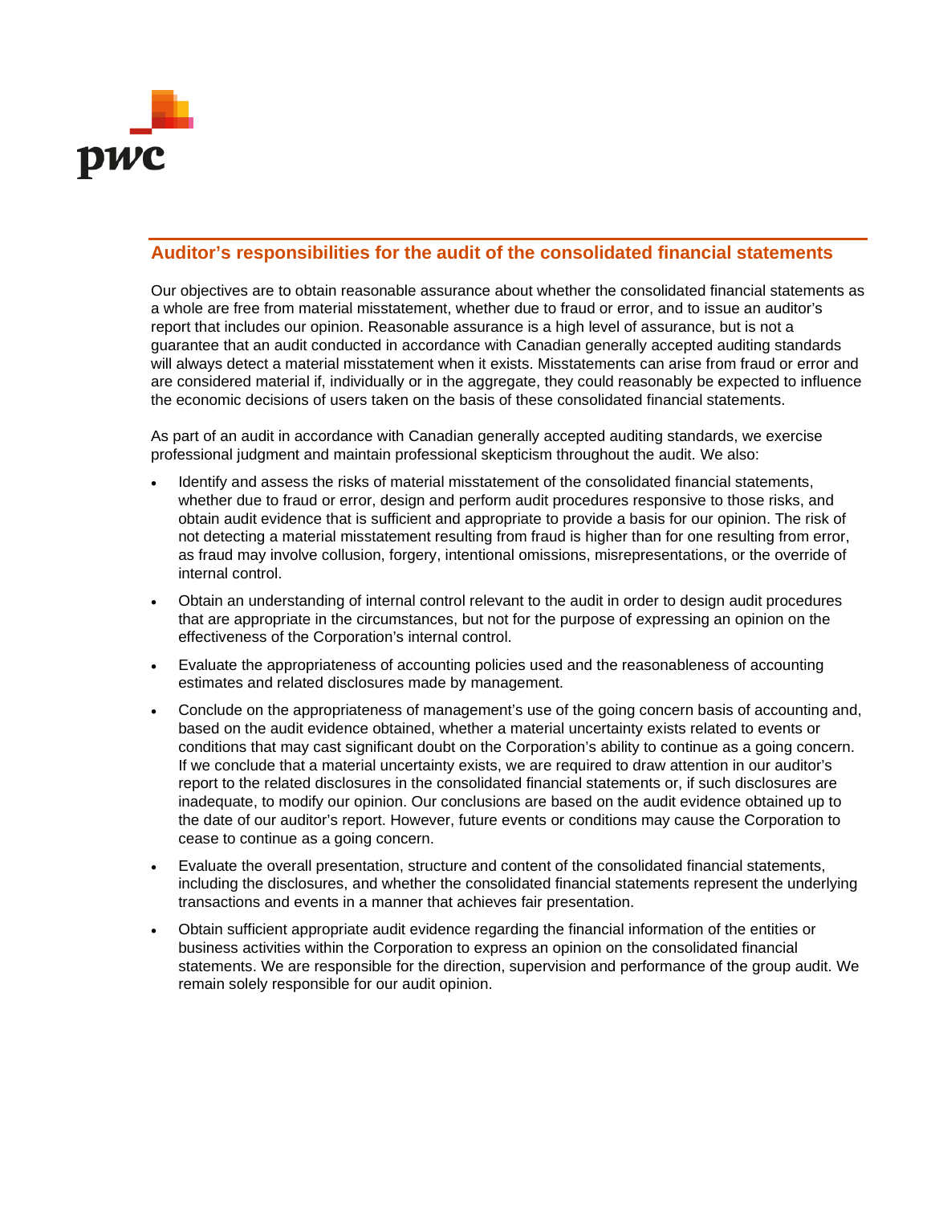## Auditor's responsibilities for the audit of the consolidated financial statements

Our objectives are to obtain reasonable assurance about whether the consolidated financial statements as a whole are free from material misstatement, whether due to fraud or error, and to issue an auditor's report that includes our opinion. Reasonable assurance is a high level of assurance, but is not a guarantee that an audit conducted in accordance with Canadian generally accepted auditing standards will always detect a material misstatement when it exists. Misstatements can arise from fraud or error and are considered material if, individually or in the aggregate, they could reasonably be expected to influence the economic decisions of users taken on the basis of these consolidated financial statements.

As part of an audit in accordance with Canadian generally accepted auditing standards, we exercise professional judgment and maintain professional skepticism throughout the audit. We also:

- Identify and assess the risks of material misstatement of the consolidated financial statements, whether due to fraud or error, design and perform audit procedures responsive to those risks, and obtain audit evidence that is sufficient and appropriate to provide a basis for our opinion. The risk of not detecting a material misstatement resulting from fraud is higher than for one resulting from error, as fraud may involve collusion, forgery, intentional omissions, misrepresentations, or the override of internal control.
- Obtain an understanding of internal control relevant to the audit in order to design audit procedures that are appropriate in the circumstances, but not for the purpose of expressing an opinion on the effectiveness of the Corporation's internal control.
- Evaluate the appropriateness of accounting policies used and the reasonableness of accounting estimates and related disclosures made by management.
- Conclude on the appropriateness of management's use of the going concern basis of accounting and, based on the audit evidence obtained, whether a material uncertainty exists related to events or conditions that may cast significant doubt on the Corporation's ability to continue as a going concern. If we conclude that a material uncertainty exists, we are required to draw attention in our auditor's report to the related disclosures in the consolidated financial statements or, if such disclosures are inadequate, to modify our opinion. Our conclusions are based on the audit evidence obtained up to the date of our auditor's report. However, future events or conditions may cause the Corporation to cease to continue as a going concern.
- Evaluate the overall presentation, structure and content of the consolidated financial statements, including the disclosures, and whether the consolidated financial statements represent the underlying transactions and events in a manner that achieves fair presentation.
- Obtain sufficient appropriate audit evidence regarding the financial information of the entities or business activities within the Corporation to express an opinion on the consolidated financial statements. We are responsible for the direction, supervision and performance of the group audit. We remain solely responsible for our audit opinion.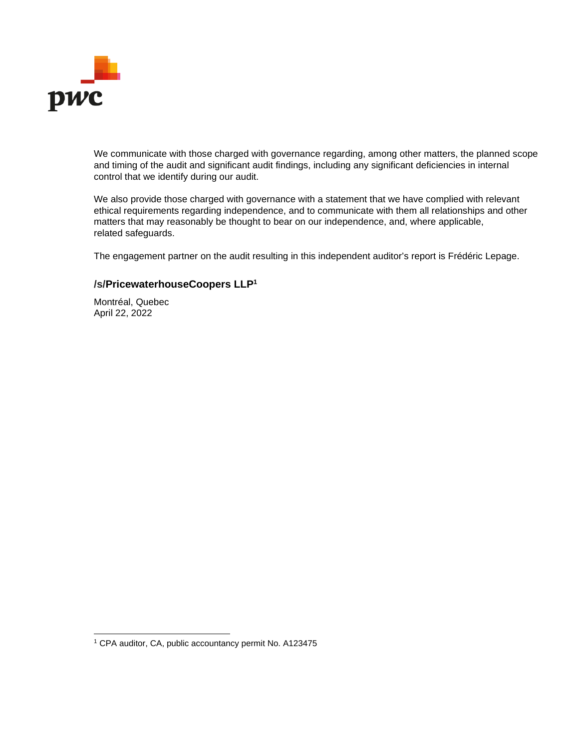We communicate with those charged with governance regarding, among other matters, the planned scope and timing of the audit and significant audit findings, including any significant deficiencies in internal control that we identify during our audit.

We also provide those charged with governance with a statement that we have complied with relevant ethical requirements regarding independence, and to communicate with them all relationships and other matters that may reasonably be thought to bear on our independence, and, where applicable, related safeguards.

The engagement partner on the audit resulting in this independent auditor's report is Frédéric Lepage.

**/s/PricewaterhouseCoopers LLP[1]**

Montréal, Quebec
April 22, 2022

[1] CPA auditor, CA, public accountancy permit No. A123475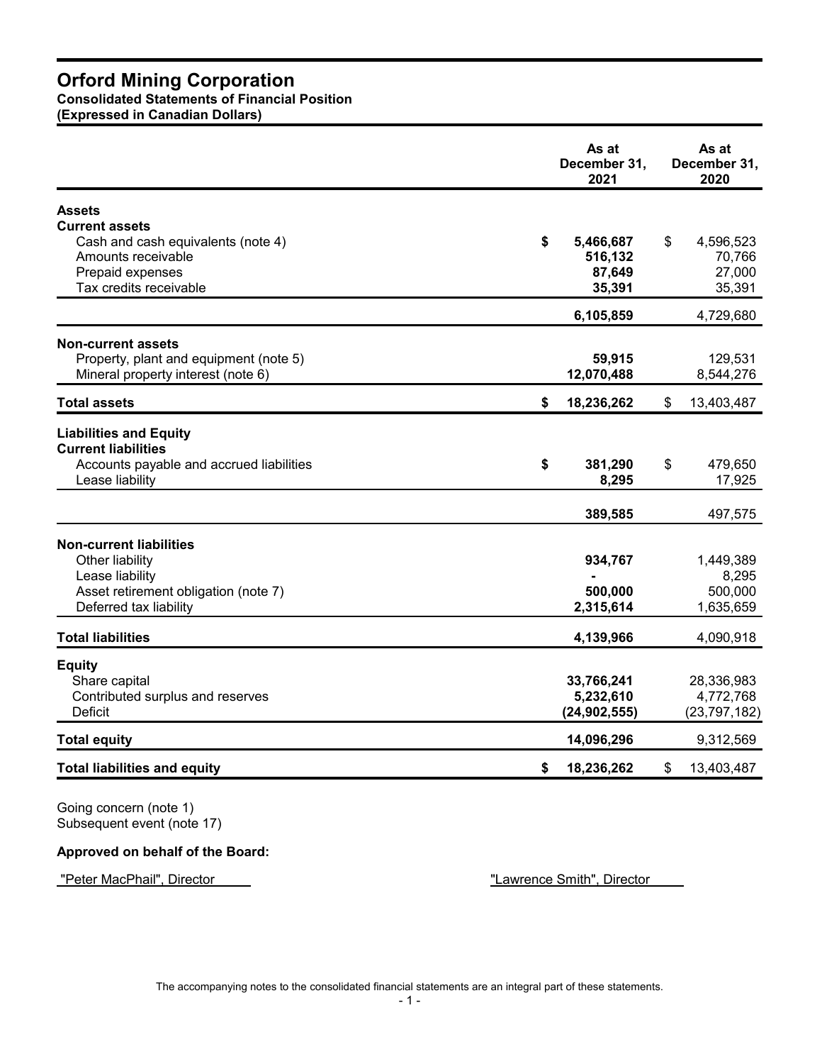# Orford Mining Corporation

**Consolidated Statements of Financial Position**
**(Expressed in Canadian Dollars)**

| | As at December 31, 2021 | As at December 31, 2020 |
|---|---|---|
| **Assets** | | |
| **Current assets** | | |
| Cash and cash equivalents (note 4) | **$ 5,466,687** | $ 4,596,523 |
| Amounts receivable | **516,132** | 70,766 |
| Prepaid expenses | **87,649** | 27,000 |
| Tax credits receivable | **35,391** | 35,391 |
| | **6,105,859** | 4,729,680 |
| **Non-current assets** | | |
| Property, plant and equipment (note 5) | **59,915** | 129,531 |
| Mineral property interest (note 6) | **12,070,488** | 8,544,276 |
| **Total assets** | **$ 18,236,262** | $ 13,403,487 |
| **Liabilities and Equity** | | |
| **Current liabilities** | | |
| Accounts payable and accrued liabilities | **$ 381,290** | $ 479,650 |
| Lease liability | **8,295** | 17,925 |
| | **389,585** | 497,575 |
| **Non-current liabilities** | | |
| Other liability | **934,767** | 1,449,389 |
| Lease liability | **-** | 8,295 |
| Asset retirement obligation (note 7) | **500,000** | 500,000 |
| Deferred tax liability | **2,315,614** | 1,635,659 |
| **Total liabilities** | **4,139,966** | 4,090,918 |
| **Equity** | | |
| Share capital | **33,766,241** | 28,336,983 |
| Contributed surplus and reserves | **5,232,610** | 4,772,768 |
| Deficit | **(24,902,555)** | (23,797,182) |
| **Total equity** | **14,096,296** | 9,312,569 |
| **Total liabilities and equity** | **$ 18,236,262** | $ 13,403,487 |

Going concern (note 1)
Subsequent event (note 17)

**Approved on behalf of the Board:**

"Peter MacPhail", Director

"Lawrence Smith", Director

The accompanying notes to the consolidated financial statements are an integral part of these statements.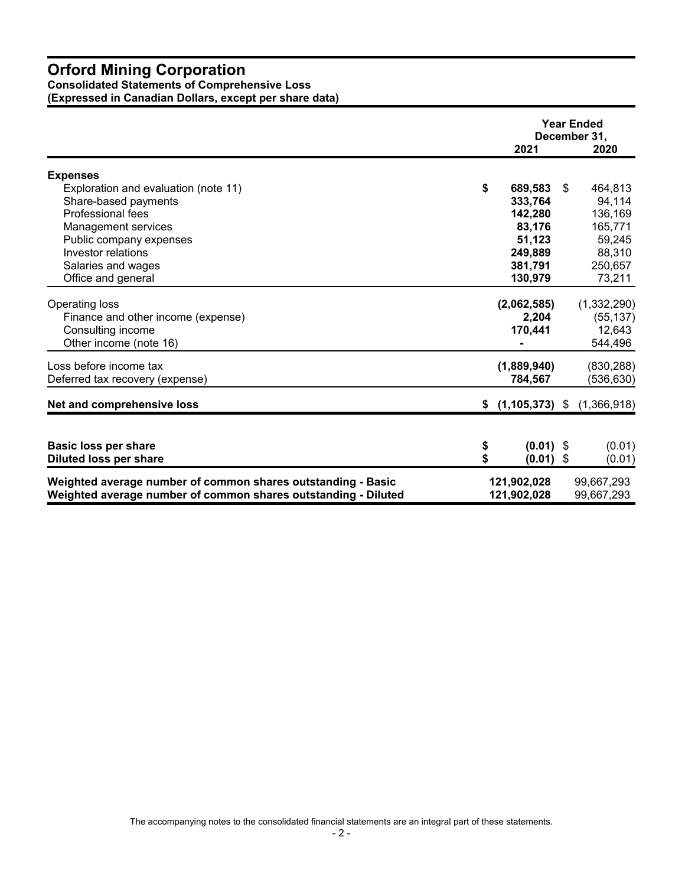# Orford Mining Corporation

**Consolidated Statements of Comprehensive Loss**
**(Expressed in Canadian Dollars, except per share data)**

| | Year Ended December 31, 2021 | Year Ended December 31, 2020 |
|---|---|---|
| **Expenses** | | |
| Exploration and evaluation (note 11) | **$ 689,583** | $ 464,813 |
| Share-based payments | **333,764** | 94,114 |
| Professional fees | **142,280** | 136,169 |
| Management services | **83,176** | 165,771 |
| Public company expenses | **51,123** | 59,245 |
| Investor relations | **249,889** | 88,310 |
| Salaries and wages | **381,791** | 250,657 |
| Office and general | **130,979** | 73,211 |
| Operating loss | **(2,062,585)** | (1,332,290) |
| Finance and other income (expense) | **2,204** | (55,137) |
| Consulting income | **170,441** | 12,643 |
| Other income (note 16) | **-** | 544,496 |
| Loss before income tax | **(1,889,940)** | (830,288) |
| Deferred tax recovery (expense) | **784,567** | (536,630) |
| **Net and comprehensive loss** | **$ (1,105,373)** | $ (1,366,918) |
| **Basic loss per share** | **$ (0.01)** | $ (0.01) |
| **Diluted loss per share** | **$ (0.01)** | $ (0.01) |
| **Weighted average number of common shares outstanding - Basic** | **121,902,028** | 99,667,293 |
| **Weighted average number of common shares outstanding - Diluted** | **121,902,028** | 99,667,293 |

The accompanying notes to the consolidated financial statements are an integral part of these statements.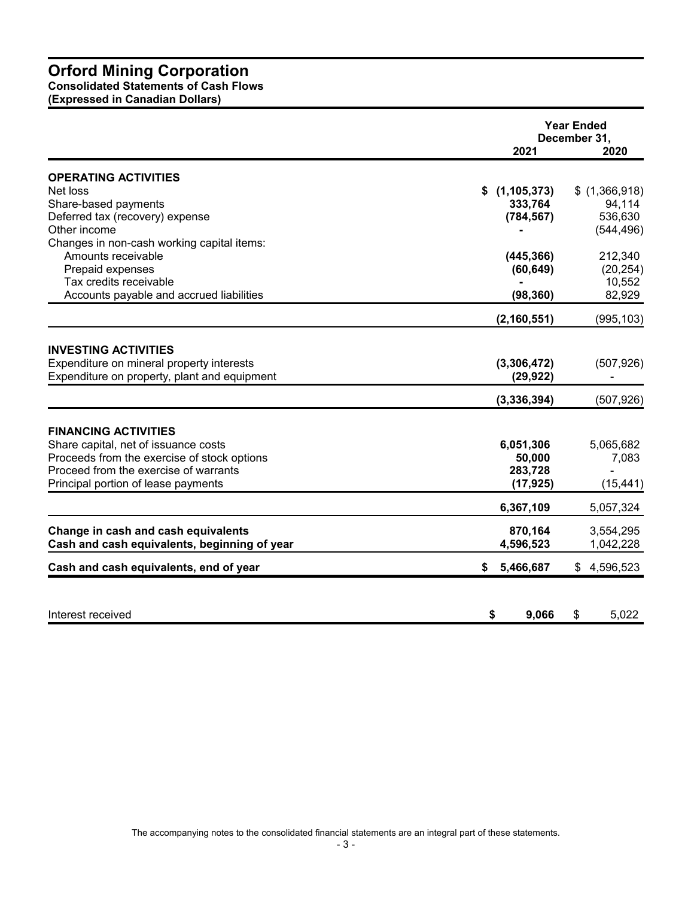# Orford Mining Corporation

**Consolidated Statements of Cash Flows**
**(Expressed in Canadian Dollars)**

| | Year Ended December 31, 2021 | 2020 |
|---|---|---|
| **OPERATING ACTIVITIES** | | |
| Net loss | **$ (1,105,373)** | $ (1,366,918) |
| Share-based payments | **333,764** | 94,114 |
| Deferred tax (recovery) expense | **(784,567)** | 536,630 |
| Other income | **-** | (544,496) |
| Changes in non-cash working capital items: | | |
| Amounts receivable | **(445,366)** | 212,340 |
| Prepaid expenses | **(60,649)** | (20,254) |
| Tax credits receivable | **-** | 10,552 |
| Accounts payable and accrued liabilities | **(98,360)** | 82,929 |
| | **(2,160,551)** | (995,103) |
| **INVESTING ACTIVITIES** | | |
| Expenditure on mineral property interests | **(3,306,472)** | (507,926) |
| Expenditure on property, plant and equipment | **(29,922)** | - |
| | **(3,336,394)** | (507,926) |
| **FINANCING ACTIVITIES** | | |
| Share capital, net of issuance costs | **6,051,306** | 5,065,682 |
| Proceeds from the exercise of stock options | **50,000** | 7,083 |
| Proceed from the exercise of warrants | **283,728** | - |
| Principal portion of lease payments | **(17,925)** | (15,441) |
| | **6,367,109** | 5,057,324 |
| **Change in cash and cash equivalents** | **870,164** | 3,554,295 |
| **Cash and cash equivalents, beginning of year** | **4,596,523** | 1,042,228 |
| **Cash and cash equivalents, end of year** | **$ 5,466,687** | $ 4,596,523 |
| Interest received | **$ 9,066** | $ 5,022 |

The accompanying notes to the consolidated financial statements are an integral part of these statements.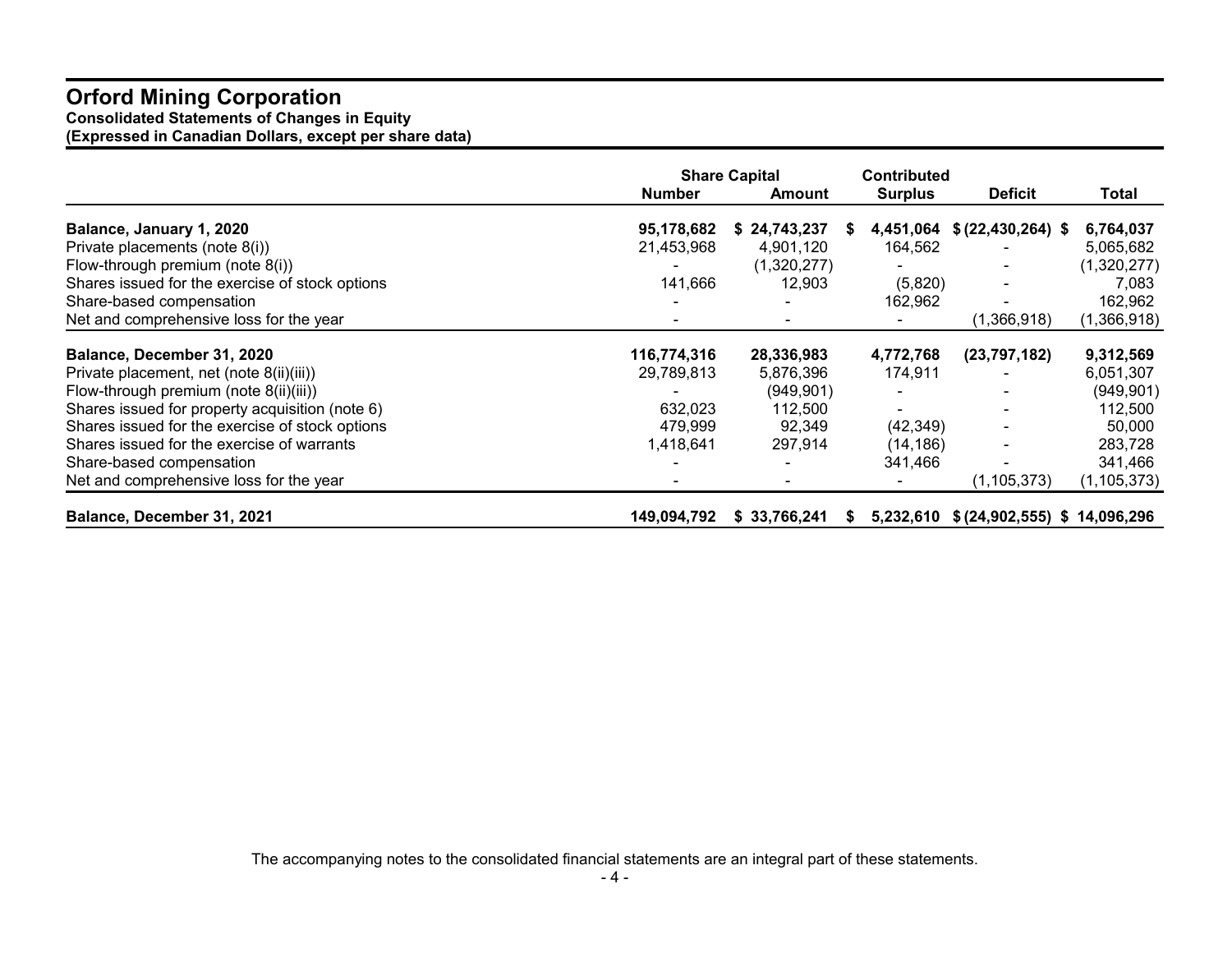# Orford Mining Corporation

**Consolidated Statements of Changes in Equity**
**(Expressed in Canadian Dollars, except per share data)**

| | Share Capital | | Contributed | | |
|---|---|---|---|---|---|
| | **Number** | **Amount** | **Surplus** | **Deficit** | **Total** |
| **Balance, January 1, 2020** | **95,178,682** | **$ 24,743,237** | **$ 4,451,064** | **$ (22,430,264)** | **$ 6,764,037** |
| Private placements (note 8(i)) | 21,453,968 | 4,901,120 | 164,562 | - | 5,065,682 |
| Flow-through premium (note 8(i)) | - | (1,320,277) | - | - | (1,320,277) |
| Shares issued for the exercise of stock options | 141,666 | 12,903 | (5,820) | - | 7,083 |
| Share-based compensation | - | - | 162,962 | - | 162,962 |
| Net and comprehensive loss for the year | - | - | - | (1,366,918) | (1,366,918) |
| **Balance, December 31, 2020** | **116,774,316** | **28,336,983** | **4,772,768** | **(23,797,182)** | **9,312,569** |
| Private placement, net (note 8(ii)(iii)) | 29,789,813 | 5,876,396 | 174,911 | - | 6,051,307 |
| Flow-through premium (note 8(ii)(iii)) | - | (949,901) | - | - | (949,901) |
| Shares issued for property acquisition (note 6) | 632,023 | 112,500 | - | - | 112,500 |
| Shares issued for the exercise of stock options | 479,999 | 92,349 | (42,349) | - | 50,000 |
| Shares issued for the exercise of warrants | 1,418,641 | 297,914 | (14,186) | - | 283,728 |
| Share-based compensation | - | - | 341,466 | - | 341,466 |
| Net and comprehensive loss for the year | - | - | - | (1,105,373) | (1,105,373) |
| **Balance, December 31, 2021** | **149,094,792** | **$ 33,766,241** | **$ 5,232,610** | **$ (24,902,555)** | **$ 14,096,296** |

The accompanying notes to the consolidated financial statements are an integral part of these statements.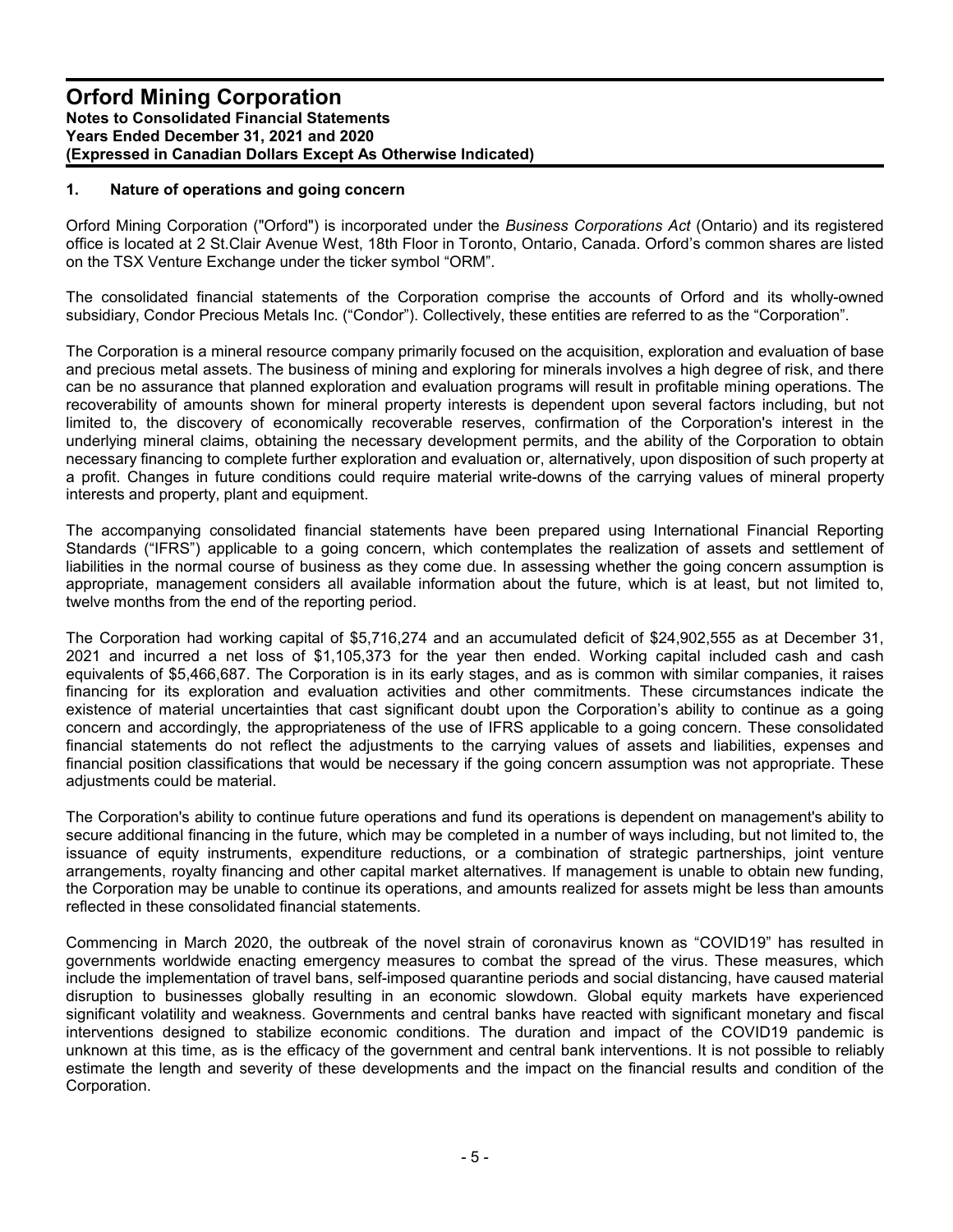# Orford Mining Corporation

**Notes to Consolidated Financial Statements**
**Years Ended December 31, 2021 and 2020**
**(Expressed in Canadian Dollars Except As Otherwise Indicated)**

## 1. Nature of operations and going concern

Orford Mining Corporation ("Orford") is incorporated under the *Business Corporations Act* (Ontario) and its registered office is located at 2 St.Clair Avenue West, 18th Floor in Toronto, Ontario, Canada. Orford's common shares are listed on the TSX Venture Exchange under the ticker symbol "ORM".

The consolidated financial statements of the Corporation comprise the accounts of Orford and its wholly-owned subsidiary, Condor Precious Metals Inc. ("Condor"). Collectively, these entities are referred to as the "Corporation".

The Corporation is a mineral resource company primarily focused on the acquisition, exploration and evaluation of base and precious metal assets. The business of mining and exploring for minerals involves a high degree of risk, and there can be no assurance that planned exploration and evaluation programs will result in profitable mining operations. The recoverability of amounts shown for mineral property interests is dependent upon several factors including, but not limited to, the discovery of economically recoverable reserves, confirmation of the Corporation's interest in the underlying mineral claims, obtaining the necessary development permits, and the ability of the Corporation to obtain necessary financing to complete further exploration and evaluation or, alternatively, upon disposition of such property at a profit. Changes in future conditions could require material write-downs of the carrying values of mineral property interests and property, plant and equipment.

The accompanying consolidated financial statements have been prepared using International Financial Reporting Standards ("IFRS") applicable to a going concern, which contemplates the realization of assets and settlement of liabilities in the normal course of business as they come due. In assessing whether the going concern assumption is appropriate, management considers all available information about the future, which is at least, but not limited to, twelve months from the end of the reporting period.

The Corporation had working capital of $5,716,274 and an accumulated deficit of $24,902,555 as at December 31, 2021 and incurred a net loss of $1,105,373 for the year then ended. Working capital included cash and cash equivalents of $5,466,687. The Corporation is in its early stages, and as is common with similar companies, it raises financing for its exploration and evaluation activities and other commitments. These circumstances indicate the existence of material uncertainties that cast significant doubt upon the Corporation's ability to continue as a going concern and accordingly, the appropriateness of the use of IFRS applicable to a going concern. These consolidated financial statements do not reflect the adjustments to the carrying values of assets and liabilities, expenses and financial position classifications that would be necessary if the going concern assumption was not appropriate. These adjustments could be material.

The Corporation's ability to continue future operations and fund its operations is dependent on management's ability to secure additional financing in the future, which may be completed in a number of ways including, but not limited to, the issuance of equity instruments, expenditure reductions, or a combination of strategic partnerships, joint venture arrangements, royalty financing and other capital market alternatives. If management is unable to obtain new funding, the Corporation may be unable to continue its operations, and amounts realized for assets might be less than amounts reflected in these consolidated financial statements.

Commencing in March 2020, the outbreak of the novel strain of coronavirus known as "COVID19" has resulted in governments worldwide enacting emergency measures to combat the spread of the virus. These measures, which include the implementation of travel bans, self-imposed quarantine periods and social distancing, have caused material disruption to businesses globally resulting in an economic slowdown. Global equity markets have experienced significant volatility and weakness. Governments and central banks have reacted with significant monetary and fiscal interventions designed to stabilize economic conditions. The duration and impact of the COVID19 pandemic is unknown at this time, as is the efficacy of the government and central bank interventions. It is not possible to reliably estimate the length and severity of these developments and the impact on the financial results and condition of the Corporation.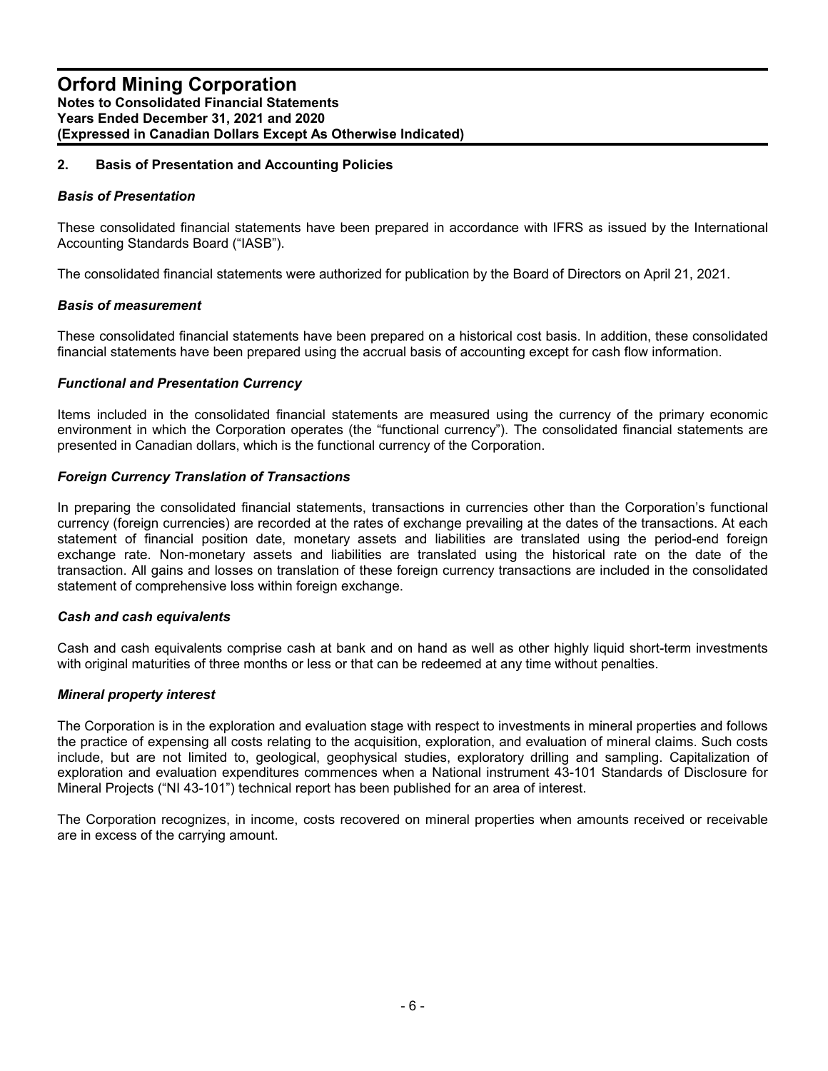## 2. Basis of Presentation and Accounting Policies

### *Basis of Presentation*

These consolidated financial statements have been prepared in accordance with IFRS as issued by the International Accounting Standards Board ("IASB").

The consolidated financial statements were authorized for publication by the Board of Directors on April 21, 2021.

### *Basis of measurement*

These consolidated financial statements have been prepared on a historical cost basis. In addition, these consolidated financial statements have been prepared using the accrual basis of accounting except for cash flow information.

### *Functional and Presentation Currency*

Items included in the consolidated financial statements are measured using the currency of the primary economic environment in which the Corporation operates (the "functional currency"). The consolidated financial statements are presented in Canadian dollars, which is the functional currency of the Corporation.

### *Foreign Currency Translation of Transactions*

In preparing the consolidated financial statements, transactions in currencies other than the Corporation's functional currency (foreign currencies) are recorded at the rates of exchange prevailing at the dates of the transactions. At each statement of financial position date, monetary assets and liabilities are translated using the period-end foreign exchange rate. Non-monetary assets and liabilities are translated using the historical rate on the date of the transaction. All gains and losses on translation of these foreign currency transactions are included in the consolidated statement of comprehensive loss within foreign exchange.

### *Cash and cash equivalents*

Cash and cash equivalents comprise cash at bank and on hand as well as other highly liquid short-term investments with original maturities of three months or less or that can be redeemed at any time without penalties.

### *Mineral property interest*

The Corporation is in the exploration and evaluation stage with respect to investments in mineral properties and follows the practice of expensing all costs relating to the acquisition, exploration, and evaluation of mineral claims. Such costs include, but are not limited to, geological, geophysical studies, exploratory drilling and sampling. Capitalization of exploration and evaluation expenditures commences when a National instrument 43-101 Standards of Disclosure for Mineral Projects ("NI 43-101") technical report has been published for an area of interest.

The Corporation recognizes, in income, costs recovered on mineral properties when amounts received or receivable are in excess of the carrying amount.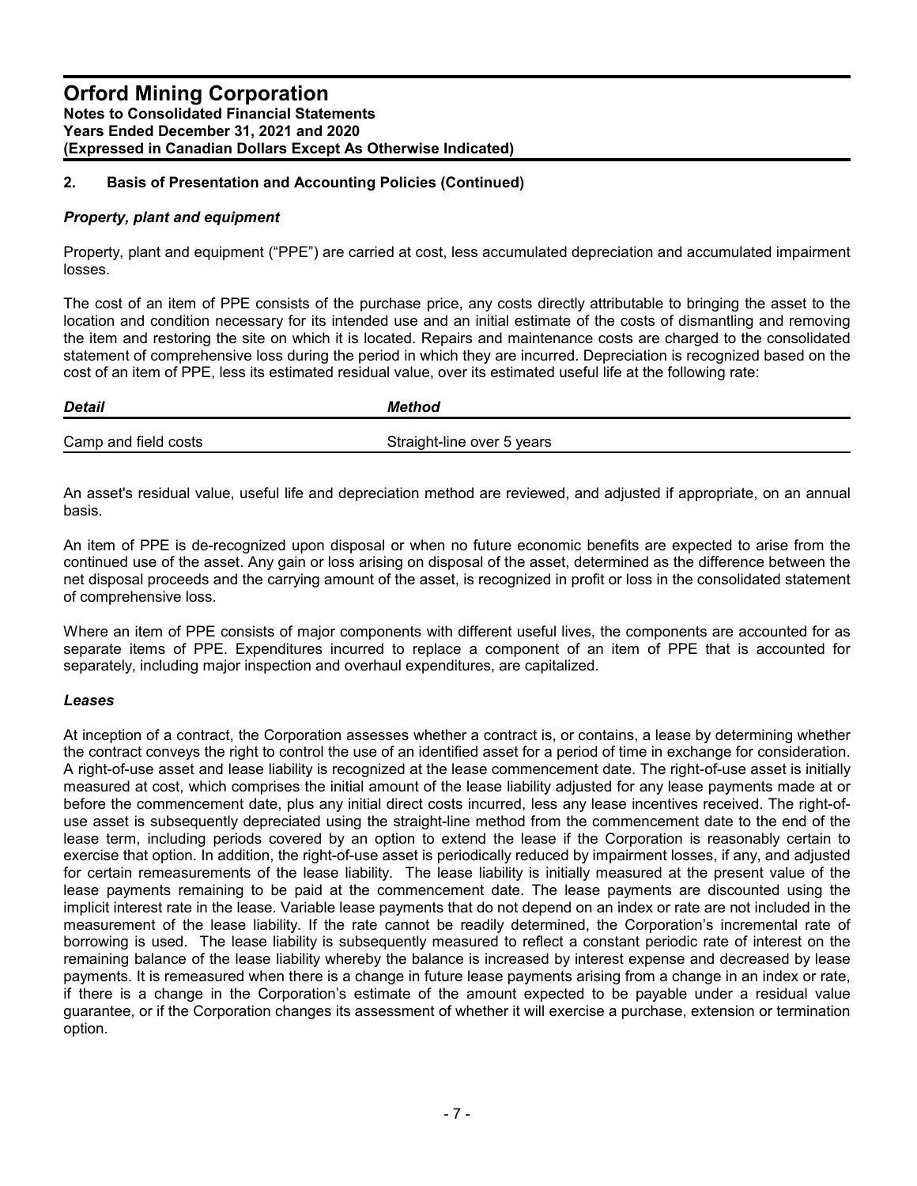# Orford Mining Corporation

**Notes to Consolidated Financial Statements**
**Years Ended December 31, 2021 and 2020**
**(Expressed in Canadian Dollars Except As Otherwise Indicated)**

## 2. Basis of Presentation and Accounting Policies (Continued)

### *Property, plant and equipment*

Property, plant and equipment ("PPE") are carried at cost, less accumulated depreciation and accumulated impairment losses.

The cost of an item of PPE consists of the purchase price, any costs directly attributable to bringing the asset to the location and condition necessary for its intended use and an initial estimate of the costs of dismantling and removing the item and restoring the site on which it is located. Repairs and maintenance costs are charged to the consolidated statement of comprehensive loss during the period in which they are incurred. Depreciation is recognized based on the cost of an item of PPE, less its estimated residual value, over its estimated useful life at the following rate:

| *Detail* | *Method* |
|---|---|
| Camp and field costs | Straight-line over 5 years |

An asset's residual value, useful life and depreciation method are reviewed, and adjusted if appropriate, on an annual basis.

An item of PPE is de-recognized upon disposal or when no future economic benefits are expected to arise from the continued use of the asset. Any gain or loss arising on disposal of the asset, determined as the difference between the net disposal proceeds and the carrying amount of the asset, is recognized in profit or loss in the consolidated statement of comprehensive loss.

Where an item of PPE consists of major components with different useful lives, the components are accounted for as separate items of PPE. Expenditures incurred to replace a component of an item of PPE that is accounted for separately, including major inspection and overhaul expenditures, are capitalized.

### *Leases*

At inception of a contract, the Corporation assesses whether a contract is, or contains, a lease by determining whether the contract conveys the right to control the use of an identified asset for a period of time in exchange for consideration. A right-of-use asset and lease liability is recognized at the lease commencement date. The right-of-use asset is initially measured at cost, which comprises the initial amount of the lease liability adjusted for any lease payments made at or before the commencement date, plus any initial direct costs incurred, less any lease incentives received. The right-of-use asset is subsequently depreciated using the straight-line method from the commencement date to the end of the lease term, including periods covered by an option to extend the lease if the Corporation is reasonably certain to exercise that option. In addition, the right-of-use asset is periodically reduced by impairment losses, if any, and adjusted for certain remeasurements of the lease liability. The lease liability is initially measured at the present value of the lease payments remaining to be paid at the commencement date. The lease payments are discounted using the implicit interest rate in the lease. Variable lease payments that do not depend on an index or rate are not included in the measurement of the lease liability. If the rate cannot be readily determined, the Corporation's incremental rate of borrowing is used. The lease liability is subsequently measured to reflect a constant periodic rate of interest on the remaining balance of the lease liability whereby the balance is increased by interest expense and decreased by lease payments. It is remeasured when there is a change in future lease payments arising from a change in an index or rate, if there is a change in the Corporation's estimate of the amount expected to be payable under a residual value guarantee, or if the Corporation changes its assessment of whether it will exercise a purchase, extension or termination option.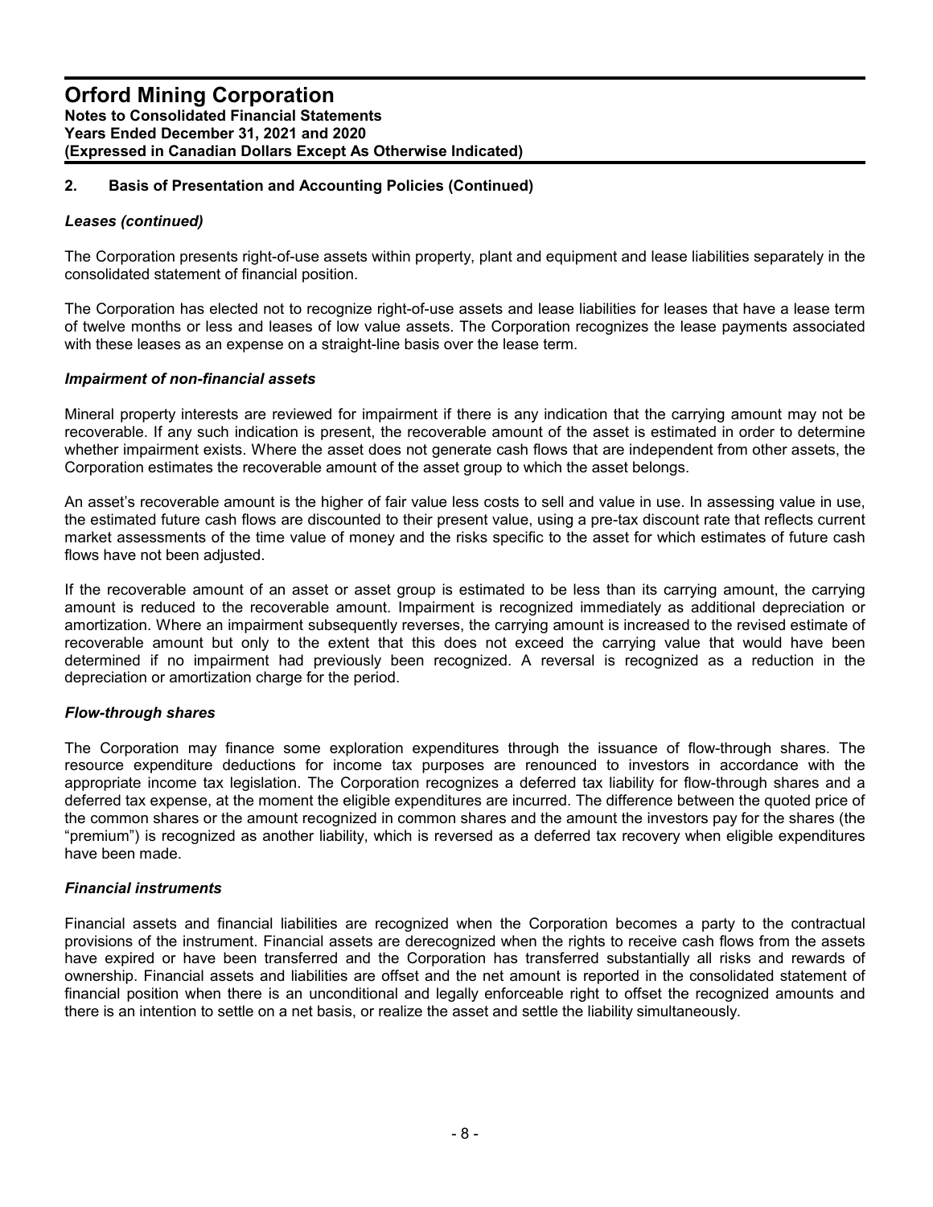## 2. Basis of Presentation and Accounting Policies (Continued)

### *Leases (continued)*

The Corporation presents right-of-use assets within property, plant and equipment and lease liabilities separately in the consolidated statement of financial position.

The Corporation has elected not to recognize right-of-use assets and lease liabilities for leases that have a lease term of twelve months or less and leases of low value assets. The Corporation recognizes the lease payments associated with these leases as an expense on a straight-line basis over the lease term.

### *Impairment of non-financial assets*

Mineral property interests are reviewed for impairment if there is any indication that the carrying amount may not be recoverable. If any such indication is present, the recoverable amount of the asset is estimated in order to determine whether impairment exists. Where the asset does not generate cash flows that are independent from other assets, the Corporation estimates the recoverable amount of the asset group to which the asset belongs.

An asset's recoverable amount is the higher of fair value less costs to sell and value in use. In assessing value in use, the estimated future cash flows are discounted to their present value, using a pre-tax discount rate that reflects current market assessments of the time value of money and the risks specific to the asset for which estimates of future cash flows have not been adjusted.

If the recoverable amount of an asset or asset group is estimated to be less than its carrying amount, the carrying amount is reduced to the recoverable amount. Impairment is recognized immediately as additional depreciation or amortization. Where an impairment subsequently reverses, the carrying amount is increased to the revised estimate of recoverable amount but only to the extent that this does not exceed the carrying value that would have been determined if no impairment had previously been recognized. A reversal is recognized as a reduction in the depreciation or amortization charge for the period.

### *Flow-through shares*

The Corporation may finance some exploration expenditures through the issuance of flow-through shares. The resource expenditure deductions for income tax purposes are renounced to investors in accordance with the appropriate income tax legislation. The Corporation recognizes a deferred tax liability for flow-through shares and a deferred tax expense, at the moment the eligible expenditures are incurred. The difference between the quoted price of the common shares or the amount recognized in common shares and the amount the investors pay for the shares (the "premium") is recognized as another liability, which is reversed as a deferred tax recovery when eligible expenditures have been made.

### *Financial instruments*

Financial assets and financial liabilities are recognized when the Corporation becomes a party to the contractual provisions of the instrument. Financial assets are derecognized when the rights to receive cash flows from the assets have expired or have been transferred and the Corporation has transferred substantially all risks and rewards of ownership. Financial assets and liabilities are offset and the net amount is reported in the consolidated statement of financial position when there is an unconditional and legally enforceable right to offset the recognized amounts and there is an intention to settle on a net basis, or realize the asset and settle the liability simultaneously.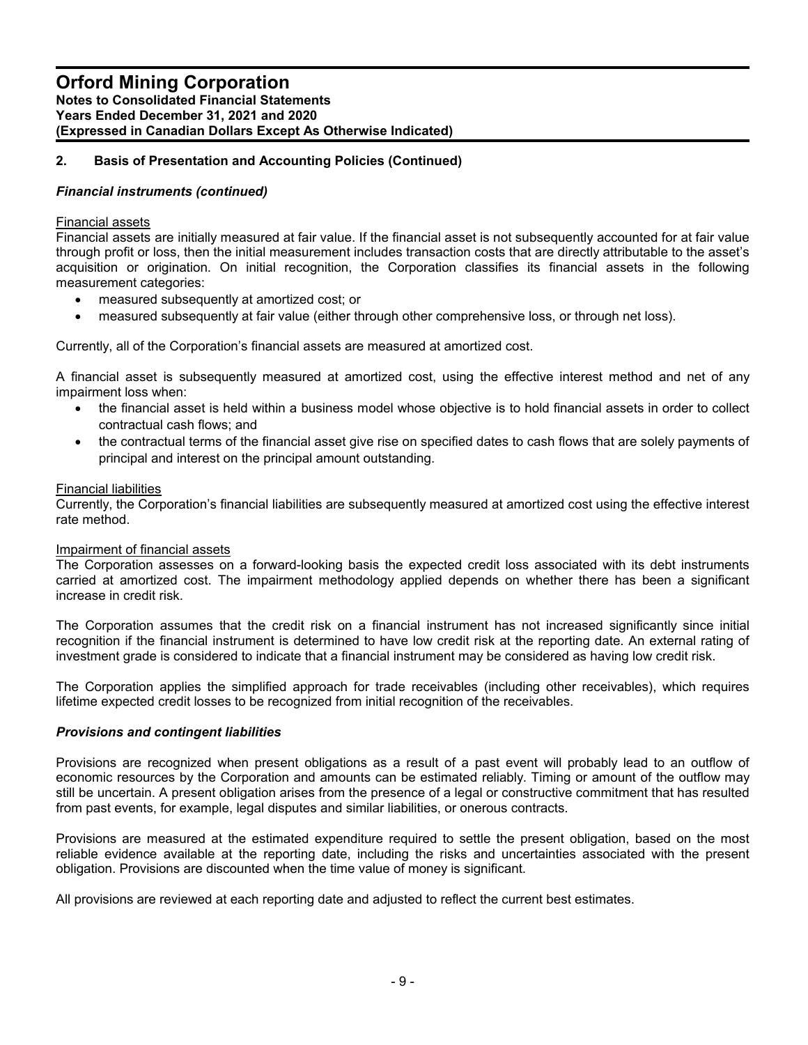## 2. Basis of Presentation and Accounting Policies (Continued)

### *Financial instruments (continued)*

Financial assets

Financial assets are initially measured at fair value. If the financial asset is not subsequently accounted for at fair value through profit or loss, then the initial measurement includes transaction costs that are directly attributable to the asset's acquisition or origination. On initial recognition, the Corporation classifies its financial assets in the following measurement categories:

- measured subsequently at amortized cost; or
- measured subsequently at fair value (either through other comprehensive loss, or through net loss).

Currently, all of the Corporation's financial assets are measured at amortized cost.

A financial asset is subsequently measured at amortized cost, using the effective interest method and net of any impairment loss when:

- the financial asset is held within a business model whose objective is to hold financial assets in order to collect contractual cash flows; and
- the contractual terms of the financial asset give rise on specified dates to cash flows that are solely payments of principal and interest on the principal amount outstanding.

Financial liabilities

Currently, the Corporation's financial liabilities are subsequently measured at amortized cost using the effective interest rate method.

Impairment of financial assets

The Corporation assesses on a forward-looking basis the expected credit loss associated with its debt instruments carried at amortized cost. The impairment methodology applied depends on whether there has been a significant increase in credit risk.

The Corporation assumes that the credit risk on a financial instrument has not increased significantly since initial recognition if the financial instrument is determined to have low credit risk at the reporting date. An external rating of investment grade is considered to indicate that a financial instrument may be considered as having low credit risk.

The Corporation applies the simplified approach for trade receivables (including other receivables), which requires lifetime expected credit losses to be recognized from initial recognition of the receivables.

### *Provisions and contingent liabilities*

Provisions are recognized when present obligations as a result of a past event will probably lead to an outflow of economic resources by the Corporation and amounts can be estimated reliably. Timing or amount of the outflow may still be uncertain. A present obligation arises from the presence of a legal or constructive commitment that has resulted from past events, for example, legal disputes and similar liabilities, or onerous contracts.

Provisions are measured at the estimated expenditure required to settle the present obligation, based on the most reliable evidence available at the reporting date, including the risks and uncertainties associated with the present obligation. Provisions are discounted when the time value of money is significant.

All provisions are reviewed at each reporting date and adjusted to reflect the current best estimates.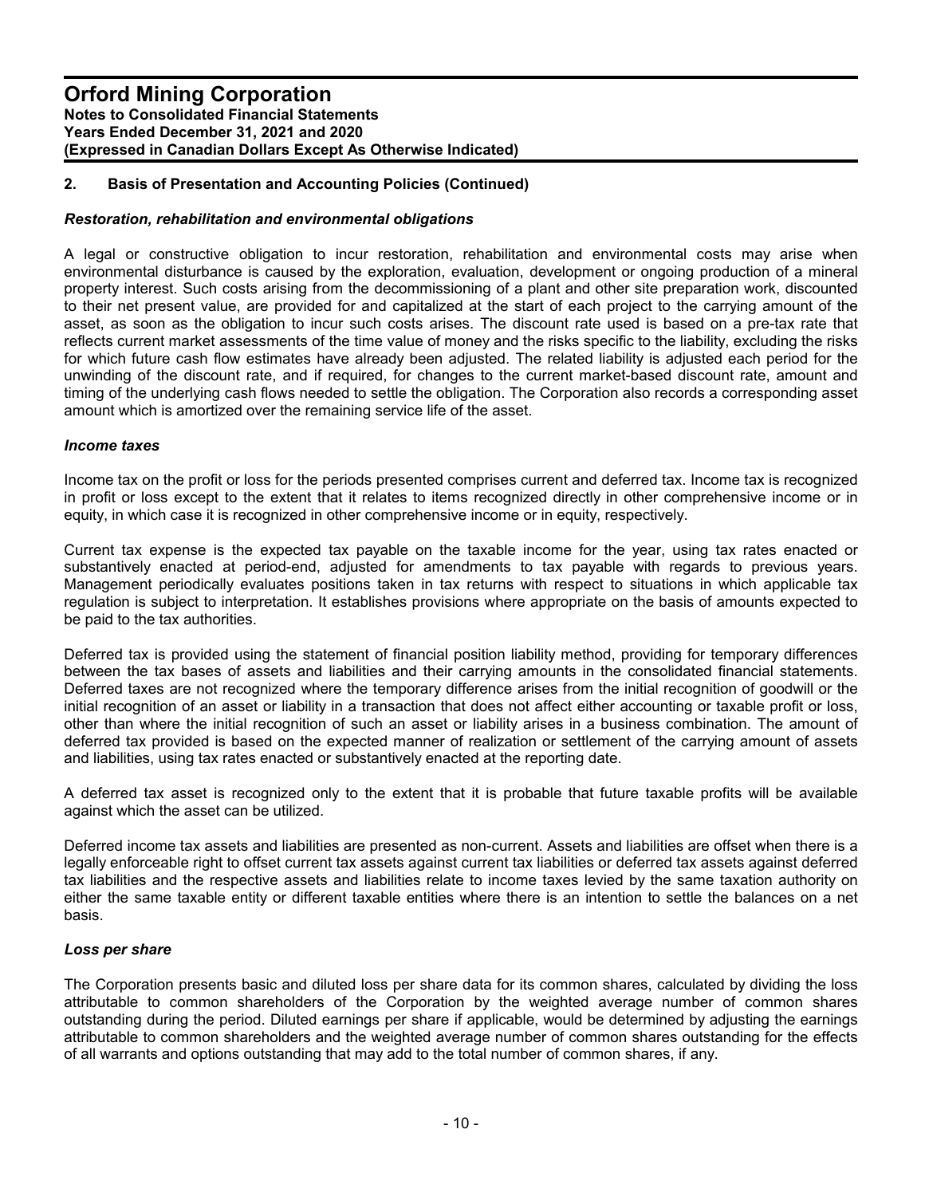## 2. Basis of Presentation and Accounting Policies (Continued)

### *Restoration, rehabilitation and environmental obligations*

A legal or constructive obligation to incur restoration, rehabilitation and environmental costs may arise when environmental disturbance is caused by the exploration, evaluation, development or ongoing production of a mineral property interest. Such costs arising from the decommissioning of a plant and other site preparation work, discounted to their net present value, are provided for and capitalized at the start of each project to the carrying amount of the asset, as soon as the obligation to incur such costs arises. The discount rate used is based on a pre-tax rate that reflects current market assessments of the time value of money and the risks specific to the liability, excluding the risks for which future cash flow estimates have already been adjusted. The related liability is adjusted each period for the unwinding of the discount rate, and if required, for changes to the current market-based discount rate, amount and timing of the underlying cash flows needed to settle the obligation. The Corporation also records a corresponding asset amount which is amortized over the remaining service life of the asset.

### *Income taxes*

Income tax on the profit or loss for the periods presented comprises current and deferred tax. Income tax is recognized in profit or loss except to the extent that it relates to items recognized directly in other comprehensive income or in equity, in which case it is recognized in other comprehensive income or in equity, respectively.

Current tax expense is the expected tax payable on the taxable income for the year, using tax rates enacted or substantively enacted at period-end, adjusted for amendments to tax payable with regards to previous years. Management periodically evaluates positions taken in tax returns with respect to situations in which applicable tax regulation is subject to interpretation. It establishes provisions where appropriate on the basis of amounts expected to be paid to the tax authorities.

Deferred tax is provided using the statement of financial position liability method, providing for temporary differences between the tax bases of assets and liabilities and their carrying amounts in the consolidated financial statements. Deferred taxes are not recognized where the temporary difference arises from the initial recognition of goodwill or the initial recognition of an asset or liability in a transaction that does not affect either accounting or taxable profit or loss, other than where the initial recognition of such an asset or liability arises in a business combination. The amount of deferred tax provided is based on the expected manner of realization or settlement of the carrying amount of assets and liabilities, using tax rates enacted or substantively enacted at the reporting date.

A deferred tax asset is recognized only to the extent that it is probable that future taxable profits will be available against which the asset can be utilized.

Deferred income tax assets and liabilities are presented as non-current. Assets and liabilities are offset when there is a legally enforceable right to offset current tax assets against current tax liabilities or deferred tax assets against deferred tax liabilities and the respective assets and liabilities relate to income taxes levied by the same taxation authority on either the same taxable entity or different taxable entities where there is an intention to settle the balances on a net basis.

### *Loss per share*

The Corporation presents basic and diluted loss per share data for its common shares, calculated by dividing the loss attributable to common shareholders of the Corporation by the weighted average number of common shares outstanding during the period. Diluted earnings per share if applicable, would be determined by adjusting the earnings attributable to common shareholders and the weighted average number of common shares outstanding for the effects of all warrants and options outstanding that may add to the total number of common shares, if any.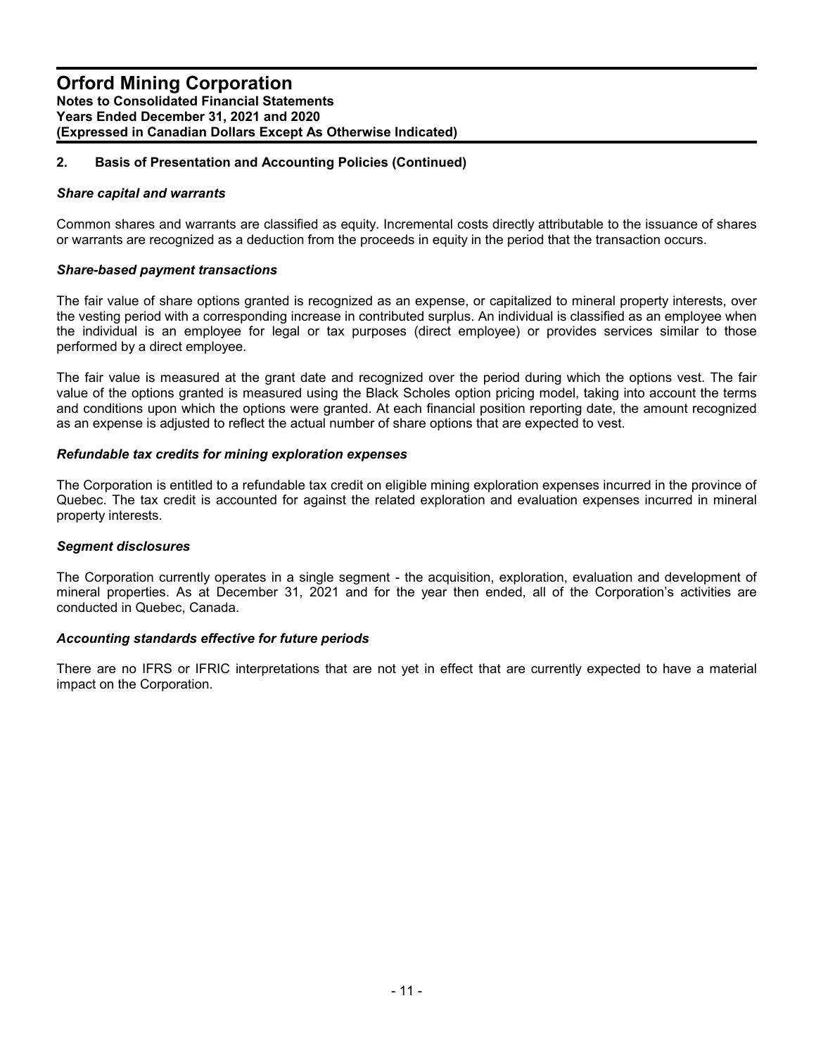## 2. Basis of Presentation and Accounting Policies (Continued)

### *Share capital and warrants*

Common shares and warrants are classified as equity. Incremental costs directly attributable to the issuance of shares or warrants are recognized as a deduction from the proceeds in equity in the period that the transaction occurs.

### *Share-based payment transactions*

The fair value of share options granted is recognized as an expense, or capitalized to mineral property interests, over the vesting period with a corresponding increase in contributed surplus. An individual is classified as an employee when the individual is an employee for legal or tax purposes (direct employee) or provides services similar to those performed by a direct employee.

The fair value is measured at the grant date and recognized over the period during which the options vest. The fair value of the options granted is measured using the Black Scholes option pricing model, taking into account the terms and conditions upon which the options were granted. At each financial position reporting date, the amount recognized as an expense is adjusted to reflect the actual number of share options that are expected to vest.

### *Refundable tax credits for mining exploration expenses*

The Corporation is entitled to a refundable tax credit on eligible mining exploration expenses incurred in the province of Quebec. The tax credit is accounted for against the related exploration and evaluation expenses incurred in mineral property interests.

### *Segment disclosures*

The Corporation currently operates in a single segment - the acquisition, exploration, evaluation and development of mineral properties. As at December 31, 2021 and for the year then ended, all of the Corporation's activities are conducted in Quebec, Canada.

### *Accounting standards effective for future periods*

There are no IFRS or IFRIC interpretations that are not yet in effect that are currently expected to have a material impact on the Corporation.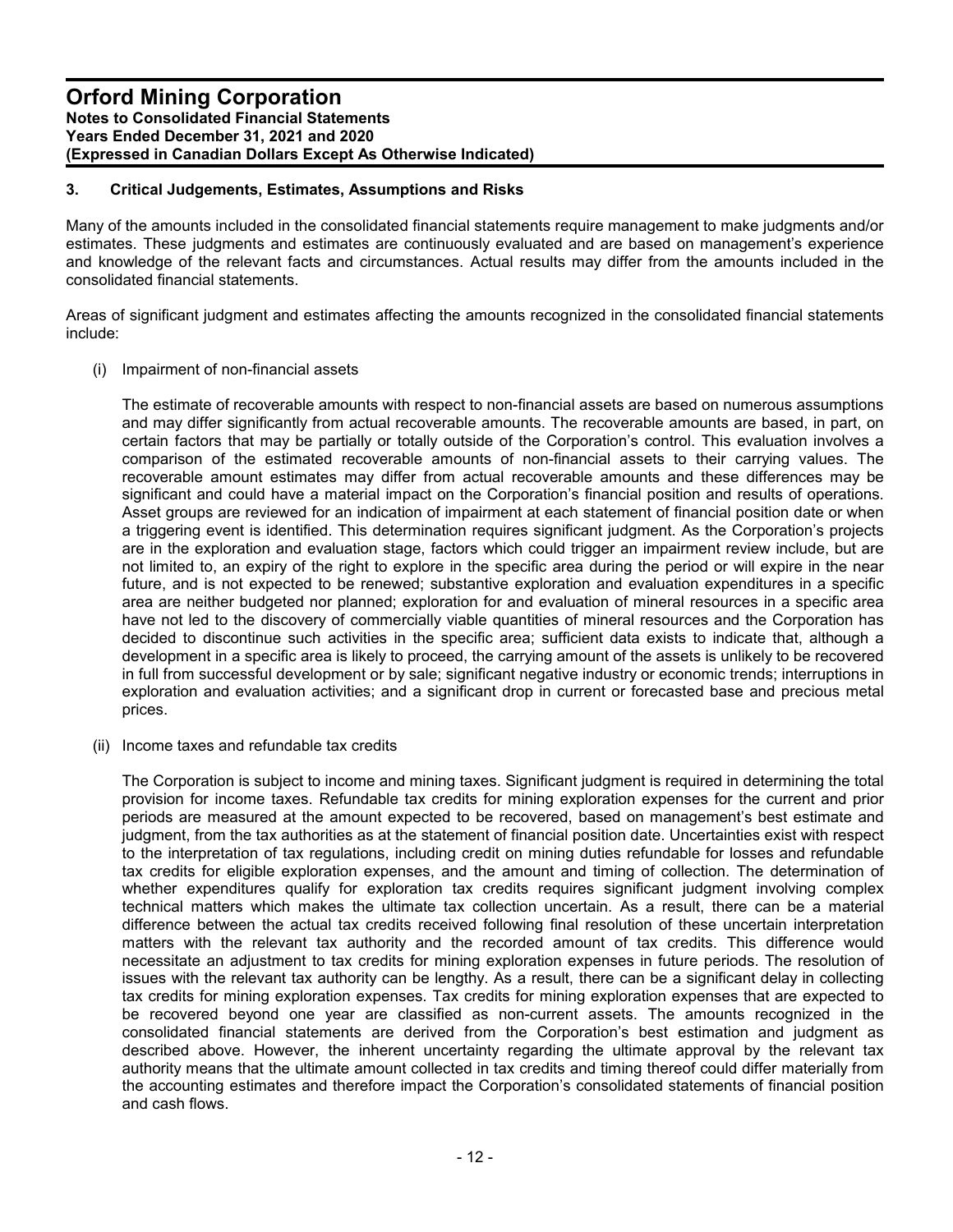## 3. Critical Judgements, Estimates, Assumptions and Risks

Many of the amounts included in the consolidated financial statements require management to make judgments and/or estimates. These judgments and estimates are continuously evaluated and are based on management's experience and knowledge of the relevant facts and circumstances. Actual results may differ from the amounts included in the consolidated financial statements.

Areas of significant judgment and estimates affecting the amounts recognized in the consolidated financial statements include:

(i) Impairment of non-financial assets

The estimate of recoverable amounts with respect to non-financial assets are based on numerous assumptions and may differ significantly from actual recoverable amounts. The recoverable amounts are based, in part, on certain factors that may be partially or totally outside of the Corporation's control. This evaluation involves a comparison of the estimated recoverable amounts of non-financial assets to their carrying values. The recoverable amount estimates may differ from actual recoverable amounts and these differences may be significant and could have a material impact on the Corporation's financial position and results of operations. Asset groups are reviewed for an indication of impairment at each statement of financial position date or when a triggering event is identified. This determination requires significant judgment. As the Corporation's projects are in the exploration and evaluation stage, factors which could trigger an impairment review include, but are not limited to, an expiry of the right to explore in the specific area during the period or will expire in the near future, and is not expected to be renewed; substantive exploration and evaluation expenditures in a specific area are neither budgeted nor planned; exploration for and evaluation of mineral resources in a specific area have not led to the discovery of commercially viable quantities of mineral resources and the Corporation has decided to discontinue such activities in the specific area; sufficient data exists to indicate that, although a development in a specific area is likely to proceed, the carrying amount of the assets is unlikely to be recovered in full from successful development or by sale; significant negative industry or economic trends; interruptions in exploration and evaluation activities; and a significant drop in current or forecasted base and precious metal prices.

(ii) Income taxes and refundable tax credits

The Corporation is subject to income and mining taxes. Significant judgment is required in determining the total provision for income taxes. Refundable tax credits for mining exploration expenses for the current and prior periods are measured at the amount expected to be recovered, based on management's best estimate and judgment, from the tax authorities as at the statement of financial position date. Uncertainties exist with respect to the interpretation of tax regulations, including credit on mining duties refundable for losses and refundable tax credits for eligible exploration expenses, and the amount and timing of collection. The determination of whether expenditures qualify for exploration tax credits requires significant judgment involving complex technical matters which makes the ultimate tax collection uncertain. As a result, there can be a material difference between the actual tax credits received following final resolution of these uncertain interpretation matters with the relevant tax authority and the recorded amount of tax credits. This difference would necessitate an adjustment to tax credits for mining exploration expenses in future periods. The resolution of issues with the relevant tax authority can be lengthy. As a result, there can be a significant delay in collecting tax credits for mining exploration expenses. Tax credits for mining exploration expenses that are expected to be recovered beyond one year are classified as non-current assets. The amounts recognized in the consolidated financial statements are derived from the Corporation's best estimation and judgment as described above. However, the inherent uncertainty regarding the ultimate approval by the relevant tax authority means that the ultimate amount collected in tax credits and timing thereof could differ materially from the accounting estimates and therefore impact the Corporation's consolidated statements of financial position and cash flows.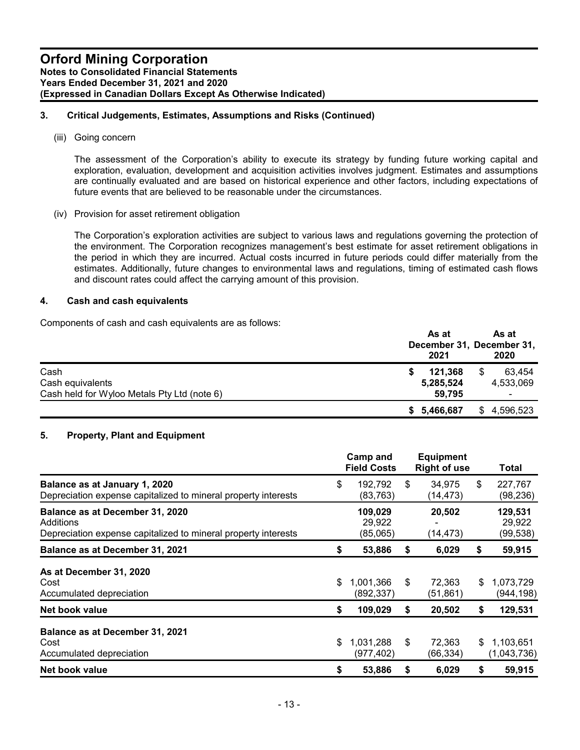# Orford Mining Corporation

**Notes to Consolidated Financial Statements**
**Years Ended December 31, 2021 and 2020**
**(Expressed in Canadian Dollars Except As Otherwise Indicated)**

## 3. Critical Judgements, Estimates, Assumptions and Risks (Continued)

(iii) Going concern

The assessment of the Corporation's ability to execute its strategy by funding future working capital and exploration, evaluation, development and acquisition activities involves judgment. Estimates and assumptions are continually evaluated and are based on historical experience and other factors, including expectations of future events that are believed to be reasonable under the circumstances.

(iv) Provision for asset retirement obligation

The Corporation's exploration activities are subject to various laws and regulations governing the protection of the environment. The Corporation recognizes management's best estimate for asset retirement obligations in the period in which they are incurred. Actual costs incurred in future periods could differ materially from the estimates. Additionally, future changes to environmental laws and regulations, timing of estimated cash flows and discount rates could affect the carrying amount of this provision.

## 4. Cash and cash equivalents

Components of cash and cash equivalents are as follows:

| | As at December 31, 2021 | As at December 31, 2020 |
|---|---|---|
| Cash | $ 121,368 | $ 63,454 |
| Cash equivalents | 5,285,524 | 4,533,069 |
| Cash held for Wyloo Metals Pty Ltd (note 6) | 59,795 | - |
| | $ 5,466,687 | $ 4,596,523 |

## 5. Property, Plant and Equipment

| | Camp and Field Costs | Equipment Right of use | Total |
|---|---|---|---|
| **Balance as at January 1, 2020** | $ 192,792 | $ 34,975 | $ 227,767 |
| Depreciation expense capitalized to mineral property interests | (83,763) | (14,473) | (98,236) |
| **Balance as at December 31, 2020** | 109,029 | 20,502 | 129,531 |
| Additions | 29,922 | - | 29,922 |
| Depreciation expense capitalized to mineral property interests | (85,065) | (14,473) | (99,538) |
| **Balance as at December 31, 2021** | **$ 53,886** | **$ 6,029** | **$ 59,915** |
| **As at December 31, 2020** | | | |
| Cost | $ 1,001,366 | $ 72,363 | $ 1,073,729 |
| Accumulated depreciation | (892,337) | (51,861) | (944,198) |
| **Net book value** | **$ 109,029** | **$ 20,502** | **$ 129,531** |
| **Balance as at December 31, 2021** | | | |
| Cost | $ 1,031,288 | $ 72,363 | $ 1,103,651 |
| Accumulated depreciation | (977,402) | (66,334) | (1,043,736) |
| **Net book value** | **$ 53,886** | **$ 6,029** | **$ 59,915** |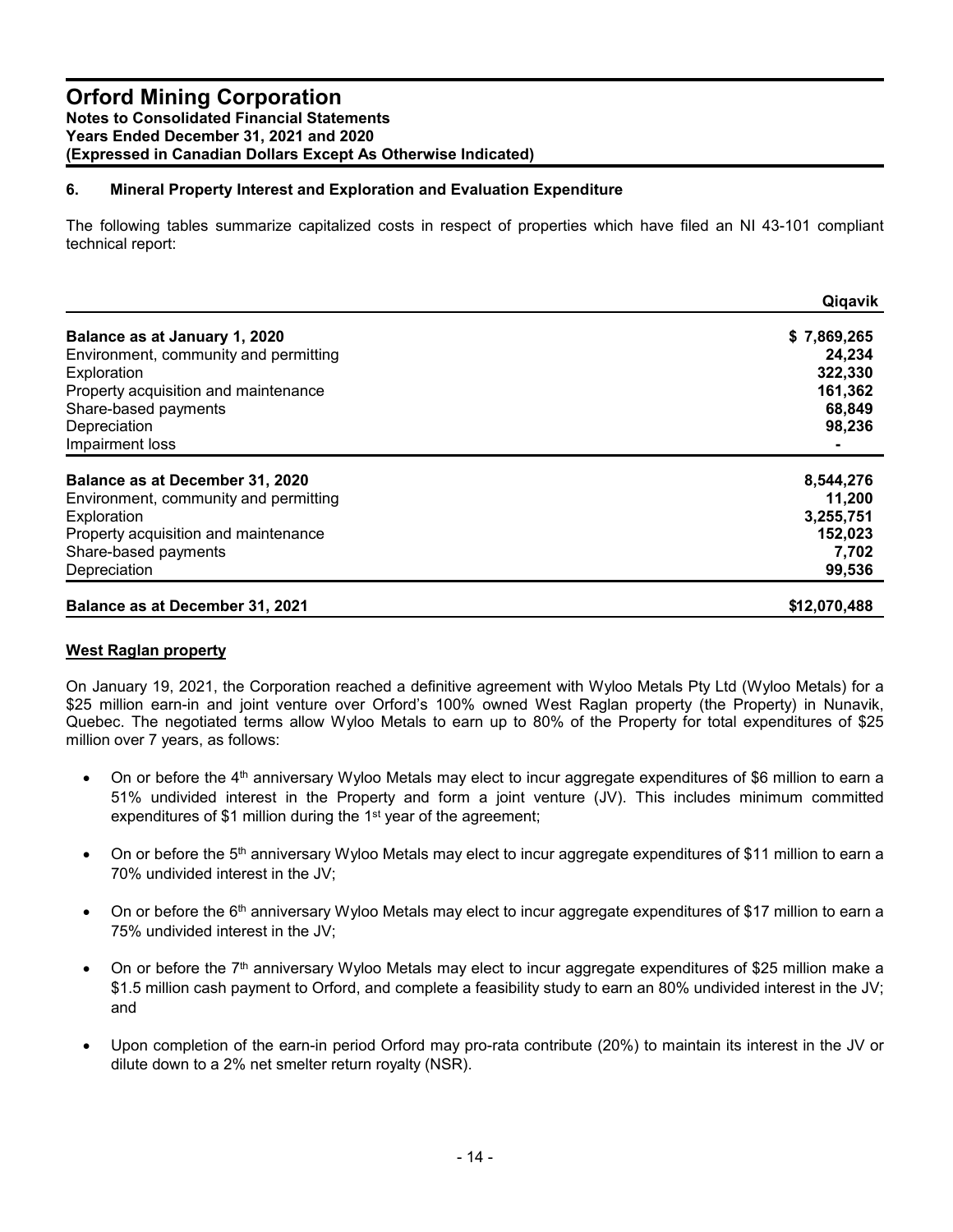# Orford Mining Corporation

**Notes to Consolidated Financial Statements**
**Years Ended December 31, 2021 and 2020**
**(Expressed in Canadian Dollars Except As Otherwise Indicated)**

## 6. Mineral Property Interest and Exploration and Evaluation Expenditure

The following tables summarize capitalized costs in respect of properties which have filed an NI 43-101 compliant technical report:

| | **Qiqavik** |
|---|---|
| **Balance as at January 1, 2020** | **$ 7,869,265** |
| Environment, community and permitting | 24,234 |
| Exploration | 322,330 |
| Property acquisition and maintenance | 161,362 |
| Share-based payments | 68,849 |
| Depreciation | 98,236 |
| Impairment loss | - |
| **Balance as at December 31, 2020** | **8,544,276** |
| Environment, community and permitting | 11,200 |
| Exploration | 3,255,751 |
| Property acquisition and maintenance | 152,023 |
| Share-based payments | 7,702 |
| Depreciation | 99,536 |
| **Balance as at December 31, 2021** | **$12,070,488** |

**West Raglan property**

On January 19, 2021, the Corporation reached a definitive agreement with Wyloo Metals Pty Ltd (Wyloo Metals) for a $25 million earn-in and joint venture over Orford's 100% owned West Raglan property (the Property) in Nunavik, Quebec. The negotiated terms allow Wyloo Metals to earn up to 80% of the Property for total expenditures of $25 million over 7 years, as follows:

- On or before the 4th anniversary Wyloo Metals may elect to incur aggregate expenditures of $6 million to earn a 51% undivided interest in the Property and form a joint venture (JV). This includes minimum committed expenditures of $1 million during the 1st year of the agreement;
- On or before the 5th anniversary Wyloo Metals may elect to incur aggregate expenditures of $11 million to earn a 70% undivided interest in the JV;
- On or before the 6th anniversary Wyloo Metals may elect to incur aggregate expenditures of $17 million to earn a 75% undivided interest in the JV;
- On or before the 7th anniversary Wyloo Metals may elect to incur aggregate expenditures of $25 million make a $1.5 million cash payment to Orford, and complete a feasibility study to earn an 80% undivided interest in the JV; and
- Upon completion of the earn-in period Orford may pro-rata contribute (20%) to maintain its interest in the JV or dilute down to a 2% net smelter return royalty (NSR).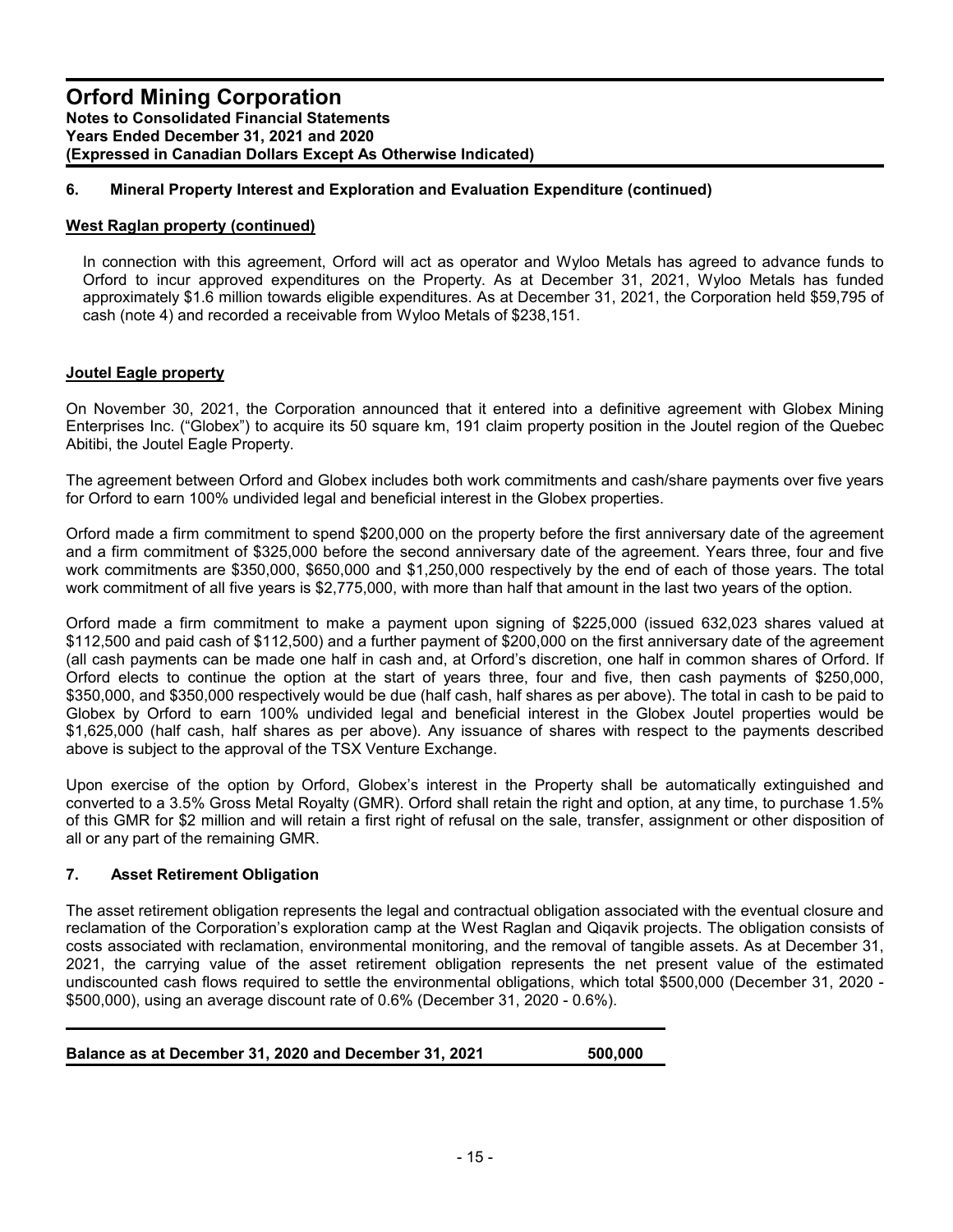## 6. Mineral Property Interest and Exploration and Evaluation Expenditure (continued)

### West Raglan property (continued)

In connection with this agreement, Orford will act as operator and Wyloo Metals has agreed to advance funds to Orford to incur approved expenditures on the Property. As at December 31, 2021, Wyloo Metals has funded approximately $1.6 million towards eligible expenditures. As at December 31, 2021, the Corporation held $59,795 of cash (note 4) and recorded a receivable from Wyloo Metals of $238,151.

### Joutel Eagle property

On November 30, 2021, the Corporation announced that it entered into a definitive agreement with Globex Mining Enterprises Inc. ("Globex") to acquire its 50 square km, 191 claim property position in the Joutel region of the Quebec Abitibi, the Joutel Eagle Property.

The agreement between Orford and Globex includes both work commitments and cash/share payments over five years for Orford to earn 100% undivided legal and beneficial interest in the Globex properties.

Orford made a firm commitment to spend $200,000 on the property before the first anniversary date of the agreement and a firm commitment of $325,000 before the second anniversary date of the agreement. Years three, four and five work commitments are $350,000, $650,000 and $1,250,000 respectively by the end of each of those years. The total work commitment of all five years is $2,775,000, with more than half that amount in the last two years of the option.

Orford made a firm commitment to make a payment upon signing of $225,000 (issued 632,023 shares valued at $112,500 and paid cash of $112,500) and a further payment of $200,000 on the first anniversary date of the agreement (all cash payments can be made one half in cash and, at Orford's discretion, one half in common shares of Orford. If Orford elects to continue the option at the start of years three, four and five, then cash payments of $250,000, $350,000, and $350,000 respectively would be due (half cash, half shares as per above). The total in cash to be paid to Globex by Orford to earn 100% undivided legal and beneficial interest in the Globex Joutel properties would be $1,625,000 (half cash, half shares as per above). Any issuance of shares with respect to the payments described above is subject to the approval of the TSX Venture Exchange.

Upon exercise of the option by Orford, Globex's interest in the Property shall be automatically extinguished and converted to a 3.5% Gross Metal Royalty (GMR). Orford shall retain the right and option, at any time, to purchase 1.5% of this GMR for $2 million and will retain a first right of refusal on the sale, transfer, assignment or other disposition of all or any part of the remaining GMR.

## 7. Asset Retirement Obligation

The asset retirement obligation represents the legal and contractual obligation associated with the eventual closure and reclamation of the Corporation's exploration camp at the West Raglan and Qiqavik projects. The obligation consists of costs associated with reclamation, environmental monitoring, and the removal of tangible assets. As at December 31, 2021, the carrying value of the asset retirement obligation represents the net present value of the estimated undiscounted cash flows required to settle the environmental obligations, which total $500,000 (December 31, 2020 - $500,000), using an average discount rate of 0.6% (December 31, 2020 - 0.6%).

| | |
|---|---|
| **Balance as at December 31, 2020 and December 31, 2021** | **500,000** |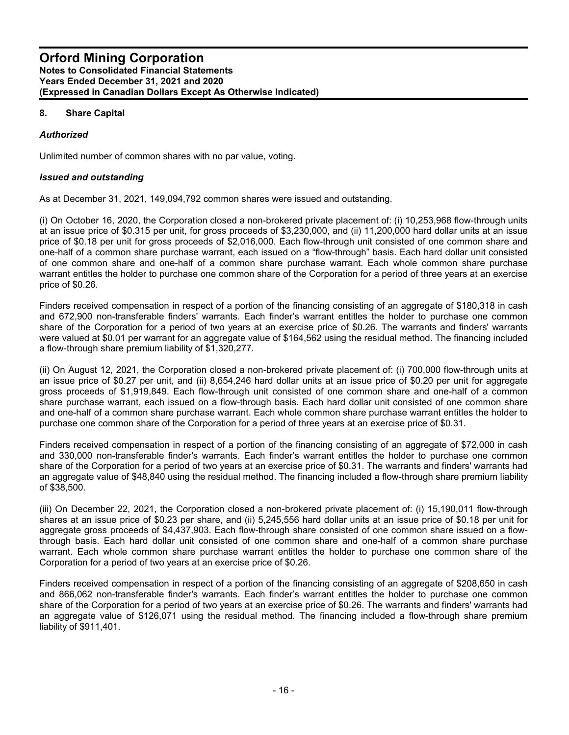## 8. Share Capital

### *Authorized*

Unlimited number of common shares with no par value, voting.

### *Issued and outstanding*

As at December 31, 2021, 149,094,792 common shares were issued and outstanding.

(i) On October 16, 2020, the Corporation closed a non-brokered private placement of: (i) 10,253,968 flow-through units at an issue price of $0.315 per unit, for gross proceeds of $3,230,000, and (ii) 11,200,000 hard dollar units at an issue price of $0.18 per unit for gross proceeds of $2,016,000. Each flow-through unit consisted of one common share and one-half of a common share purchase warrant, each issued on a "flow-through" basis. Each hard dollar unit consisted of one common share and one-half of a common share purchase warrant. Each whole common share purchase warrant entitles the holder to purchase one common share of the Corporation for a period of three years at an exercise price of $0.26.

Finders received compensation in respect of a portion of the financing consisting of an aggregate of $180,318 in cash and 672,900 non-transferable finders' warrants. Each finder's warrant entitles the holder to purchase one common share of the Corporation for a period of two years at an exercise price of $0.26. The warrants and finders' warrants were valued at $0.01 per warrant for an aggregate value of $164,562 using the residual method. The financing included a flow-through share premium liability of $1,320,277.

(ii) On August 12, 2021, the Corporation closed a non-brokered private placement of: (i) 700,000 flow-through units at an issue price of $0.27 per unit, and (ii) 8,654,246 hard dollar units at an issue price of $0.20 per unit for aggregate gross proceeds of $1,919,849. Each flow-through unit consisted of one common share and one-half of a common share purchase warrant, each issued on a flow-through basis. Each hard dollar unit consisted of one common share and one-half of a common share purchase warrant. Each whole common share purchase warrant entitles the holder to purchase one common share of the Corporation for a period of three years at an exercise price of $0.31.

Finders received compensation in respect of a portion of the financing consisting of an aggregate of $72,000 in cash and 330,000 non-transferable finder's warrants. Each finder's warrant entitles the holder to purchase one common share of the Corporation for a period of two years at an exercise price of $0.31. The warrants and finders' warrants had an aggregate value of $48,840 using the residual method. The financing included a flow-through share premium liability of $38,500.

(iii) On December 22, 2021, the Corporation closed a non-brokered private placement of: (i) 15,190,011 flow-through shares at an issue price of $0.23 per share, and (ii) 5,245,556 hard dollar units at an issue price of $0.18 per unit for aggregate gross proceeds of $4,437,903. Each flow-through share consisted of one common share issued on a flow-through basis. Each hard dollar unit consisted of one common share and one-half of a common share purchase warrant. Each whole common share purchase warrant entitles the holder to purchase one common share of the Corporation for a period of two years at an exercise price of $0.26.

Finders received compensation in respect of a portion of the financing consisting of an aggregate of $208,650 in cash and 866,062 non-transferable finder's warrants. Each finder's warrant entitles the holder to purchase one common share of the Corporation for a period of two years at an exercise price of $0.26. The warrants and finders' warrants had an aggregate value of $126,071 using the residual method. The financing included a flow-through share premium liability of $911,401.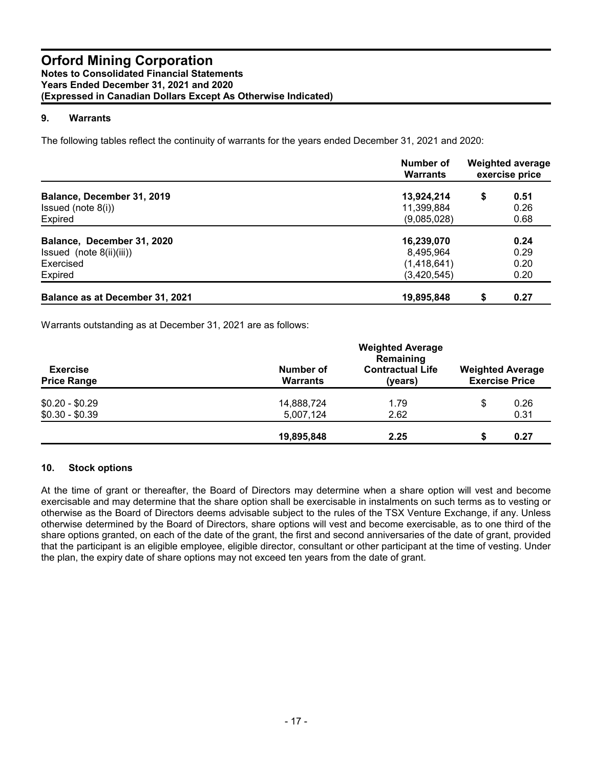## 9. Warrants

The following tables reflect the continuity of warrants for the years ended December 31, 2021 and 2020:

| | Number of Warrants | Weighted average exercise price |
|---|---|---|
| **Balance, December 31, 2019** | **13,924,214** | **$ 0.51** |
| Issued (note 8(i)) | 11,399,884 | 0.26 |
| Expired | (9,085,028) | 0.68 |
| **Balance, December 31, 2020** | **16,239,070** | **0.24** |
| Issued (note 8(ii)(iii)) | 8,495,964 | 0.29 |
| Exercised | (1,418,641) | 0.20 |
| Expired | (3,420,545) | 0.20 |
| **Balance as at December 31, 2021** | **19,895,848** | **$ 0.27** |

Warrants outstanding as at December 31, 2021 are as follows:

| Exercise Price Range | Number of Warrants | Weighted Average Remaining Contractual Life (years) | Weighted Average Exercise Price |
|---|---|---|---|
| $0.20 - $0.29 | 14,888,724 | 1.79 | $ 0.26 |
| $0.30 - $0.39 | 5,007,124 | 2.62 | 0.31 |
| | **19,895,848** | **2.25** | **$ 0.27** |

## 10. Stock options

At the time of grant or thereafter, the Board of Directors may determine when a share option will vest and become exercisable and may determine that the share option shall be exercisable in instalments on such terms as to vesting or otherwise as the Board of Directors deems advisable subject to the rules of the TSX Venture Exchange, if any. Unless otherwise determined by the Board of Directors, share options will vest and become exercisable, as to one third of the share options granted, on each of the date of the grant, the first and second anniversaries of the date of grant, provided that the participant is an eligible employee, eligible director, consultant or other participant at the time of vesting. Under the plan, the expiry date of share options may not exceed ten years from the date of grant.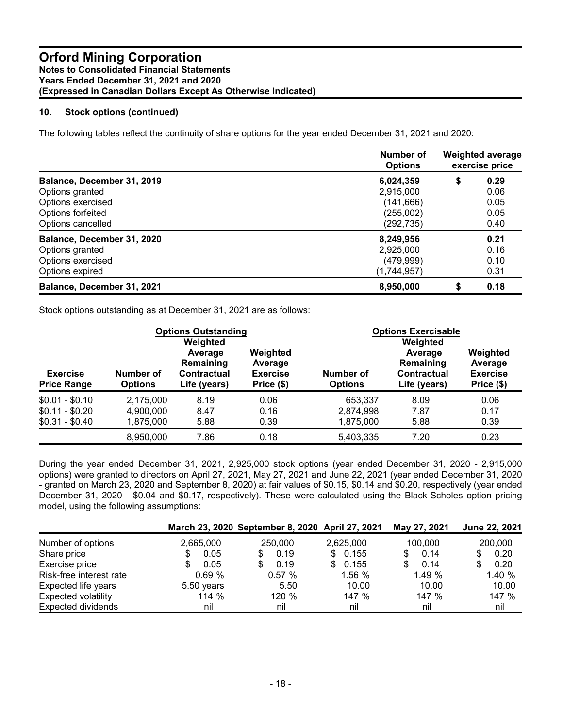## 10. Stock options (continued)

The following tables reflect the continuity of share options for the year ended December 31, 2021 and 2020:

| | Number of Options | Weighted average exercise price |
|---|---|---|
| **Balance, December 31, 2019** | **6,024,359** | **$ 0.29** |
| Options granted | 2,915,000 | 0.06 |
| Options exercised | (141,666) | 0.05 |
| Options forfeited | (255,002) | 0.05 |
| Options cancelled | (292,735) | 0.40 |
| **Balance, December 31, 2020** | **8,249,956** | **0.21** |
| Options granted | 2,925,000 | 0.16 |
| Options exercised | (479,999) | 0.10 |
| Options expired | (1,744,957) | 0.31 |
| **Balance, December 31, 2021** | **8,950,000** | **$ 0.18** |

Stock options outstanding as at December 31, 2021 are as follows:

| | Options Outstanding | | | Options Exercisable | | |
|---|---|---|---|---|---|---|
| Exercise Price Range | Number of Options | Weighted Average Remaining Contractual Life (years) | Weighted Average Exercise Price ($) | Number of Options | Weighted Average Remaining Contractual Life (years) | Weighted Average Exercise Price ($) |
| $0.01 - $0.10 | 2,175,000 | 8.19 | 0.06 | 653,337 | 8.09 | 0.06 |
| $0.11 - $0.20 | 4,900,000 | 8.47 | 0.16 | 2,874,998 | 7.87 | 0.17 |
| $0.31 - $0.40 | 1,875,000 | 5.88 | 0.39 | 1,875,000 | 5.88 | 0.39 |
| | 8,950,000 | 7.86 | 0.18 | 5,403,335 | 7.20 | 0.23 |

During the year ended December 31, 2021, 2,925,000 stock options (year ended December 31, 2020 - 2,915,000 options) were granted to directors on April 27, 2021, May 27, 2021 and June 22, 2021 (year ended December 31, 2020 - granted on March 23, 2020 and September 8, 2020) at fair values of $0.15, $0.14 and $0.20, respectively (year ended December 31, 2020 - $0.04 and $0.17, respectively). These were calculated using the Black-Scholes option pricing model, using the following assumptions:

| | March 23, 2020 | September 8, 2020 | April 27, 2021 | May 27, 2021 | June 22, 2021 |
|---|---|---|---|---|---|
| Number of options | 2,665,000 | 250,000 | 2,625,000 | 100,000 | 200,000 |
| Share price | $ 0.05 | $ 0.19 | $ 0.155 | $ 0.14 | $ 0.20 |
| Exercise price | $ 0.05 | $ 0.19 | $ 0.155 | $ 0.14 | $ 0.20 |
| Risk-free interest rate | 0.69 % | 0.57 % | 1.56 % | 1.49 % | 1.40 % |
| Expected life years | 5.50 years | 5.50 | 10.00 | 10.00 | 10.00 |
| Expected volatility | 114 % | 120 % | 147 % | 147 % | 147 % |
| Expected dividends | nil | nil | nil | nil | nil |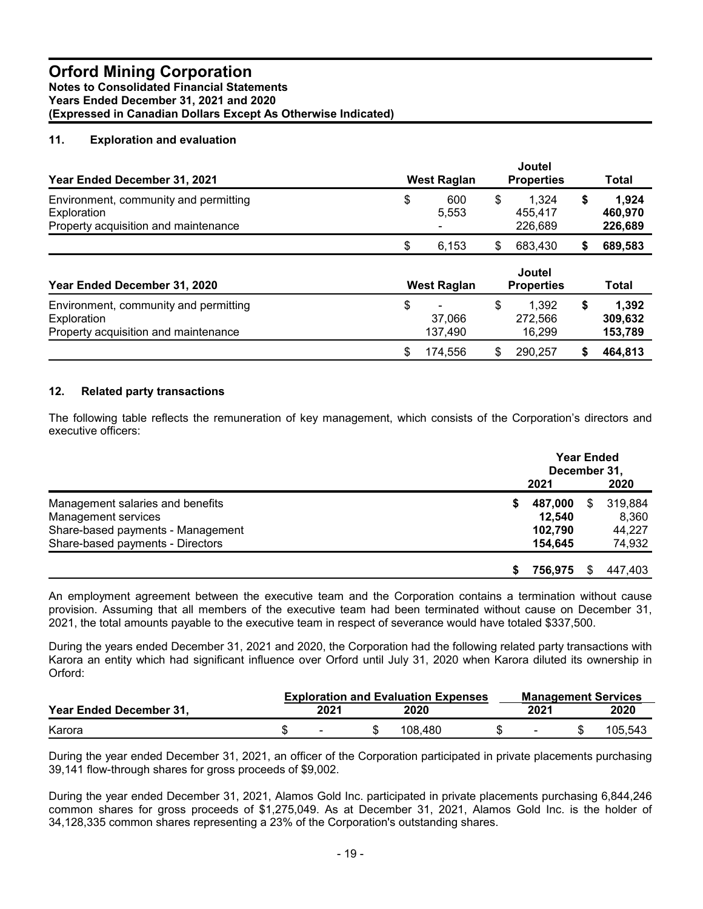## 11. Exploration and evaluation

| Year Ended December 31, 2021 | West Raglan | Joutel Properties | Total |
|---|---|---|---|
| Environment, community and permitting | $ 600 | $ 1,324 | **$ 1,924** |
| Exploration | 5,553 | 455,417 | **460,970** |
| Property acquisition and maintenance | - | 226,689 | **226,689** |
| | $ 6,153 | $ 683,430 | **$ 689,583** |

| Year Ended December 31, 2020 | West Raglan | Joutel Properties | Total |
|---|---|---|---|
| Environment, community and permitting | $ - | $ 1,392 | **$ 1,392** |
| Exploration | 37,066 | 272,566 | **309,632** |
| Property acquisition and maintenance | 137,490 | 16,299 | **153,789** |
| | $ 174,556 | $ 290,257 | **$ 464,813** |

## 12. Related party transactions

The following table reflects the remuneration of key management, which consists of the Corporation's directors and executive officers:

| | Year Ended December 31, 2021 | Year Ended December 31, 2020 |
|---|---|---|
| Management salaries and benefits | **$ 487,000** | $ 319,884 |
| Management services | **12,540** | 8,360 |
| Share-based payments - Management | **102,790** | 44,227 |
| Share-based payments - Directors | **154,645** | 74,932 |
| | **$ 756,975** | $ 447,403 |

An employment agreement between the executive team and the Corporation contains a termination without cause provision. Assuming that all members of the executive team had been terminated without cause on December 31, 2021, the total amounts payable to the executive team in respect of severance would have totaled $337,500.

During the years ended December 31, 2021 and 2020, the Corporation had the following related party transactions with Karora an entity which had significant influence over Orford until July 31, 2020 when Karora diluted its ownership in Orford:

| | Exploration and Evaluation Expenses | | Management Services | |
|---|---|---|---|---|
| Year Ended December 31, | 2021 | 2020 | 2021 | 2020 |
| Karora | $ - | $ 108,480 | $ - | $ 105,543 |

During the year ended December 31, 2021, an officer of the Corporation participated in private placements purchasing 39,141 flow-through shares for gross proceeds of $9,002.

During the year ended December 31, 2021, Alamos Gold Inc. participated in private placements purchasing 6,844,246 common shares for gross proceeds of $1,275,049. As at December 31, 2021, Alamos Gold Inc. is the holder of 34,128,335 common shares representing a 23% of the Corporation's outstanding shares.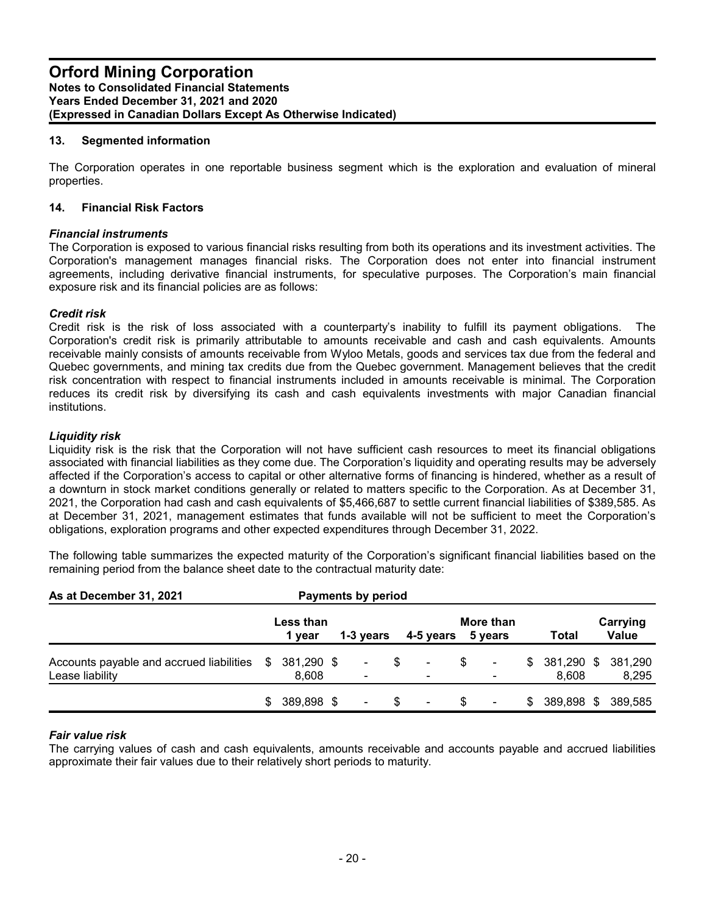## 13. Segmented information

The Corporation operates in one reportable business segment which is the exploration and evaluation of mineral properties.

## 14. Financial Risk Factors

### *Financial instruments*

The Corporation is exposed to various financial risks resulting from both its operations and its investment activities. The Corporation's management manages financial risks. The Corporation does not enter into financial instrument agreements, including derivative financial instruments, for speculative purposes. The Corporation's main financial exposure risk and its financial policies are as follows:

### *Credit risk*

Credit risk is the risk of loss associated with a counterparty's inability to fulfill its payment obligations. The Corporation's credit risk is primarily attributable to amounts receivable and cash and cash equivalents. Amounts receivable mainly consists of amounts receivable from Wyloo Metals, goods and services tax due from the federal and Quebec governments, and mining tax credits due from the Quebec government. Management believes that the credit risk concentration with respect to financial instruments included in amounts receivable is minimal. The Corporation reduces its credit risk by diversifying its cash and cash equivalents investments with major Canadian financial institutions.

### *Liquidity risk*

Liquidity risk is the risk that the Corporation will not have sufficient cash resources to meet its financial obligations associated with financial liabilities as they come due. The Corporation's liquidity and operating results may be adversely affected if the Corporation's access to capital or other alternative forms of financing is hindered, whether as a result of a downturn in stock market conditions generally or related to matters specific to the Corporation. As at December 31, 2021, the Corporation had cash and cash equivalents of $5,466,687 to settle current financial liabilities of $389,585. As at December 31, 2021, management estimates that funds available will not be sufficient to meet the Corporation's obligations, exploration programs and other expected expenditures through December 31, 2022.

The following table summarizes the expected maturity of the Corporation's significant financial liabilities based on the remaining period from the balance sheet date to the contractual maturity date:

| As at December 31, 2021 | Payments by period | | | | | |
|---|---|---|---|---|---|---|
| | Less than 1 year | 1-3 years | 4-5 years | More than 5 years | Total | Carrying Value |
| Accounts payable and accrued liabilities | $ 381,290 | $ - | $ - | $ - | $ 381,290 | $ 381,290 |
| Lease liability | 8,608 | - | - | - | 8,608 | 8,295 |
| | $ 389,898 | $ - | $ - | $ - | $ 389,898 | $ 389,585 |

### *Fair value risk*

The carrying values of cash and cash equivalents, amounts receivable and accounts payable and accrued liabilities approximate their fair values due to their relatively short periods to maturity.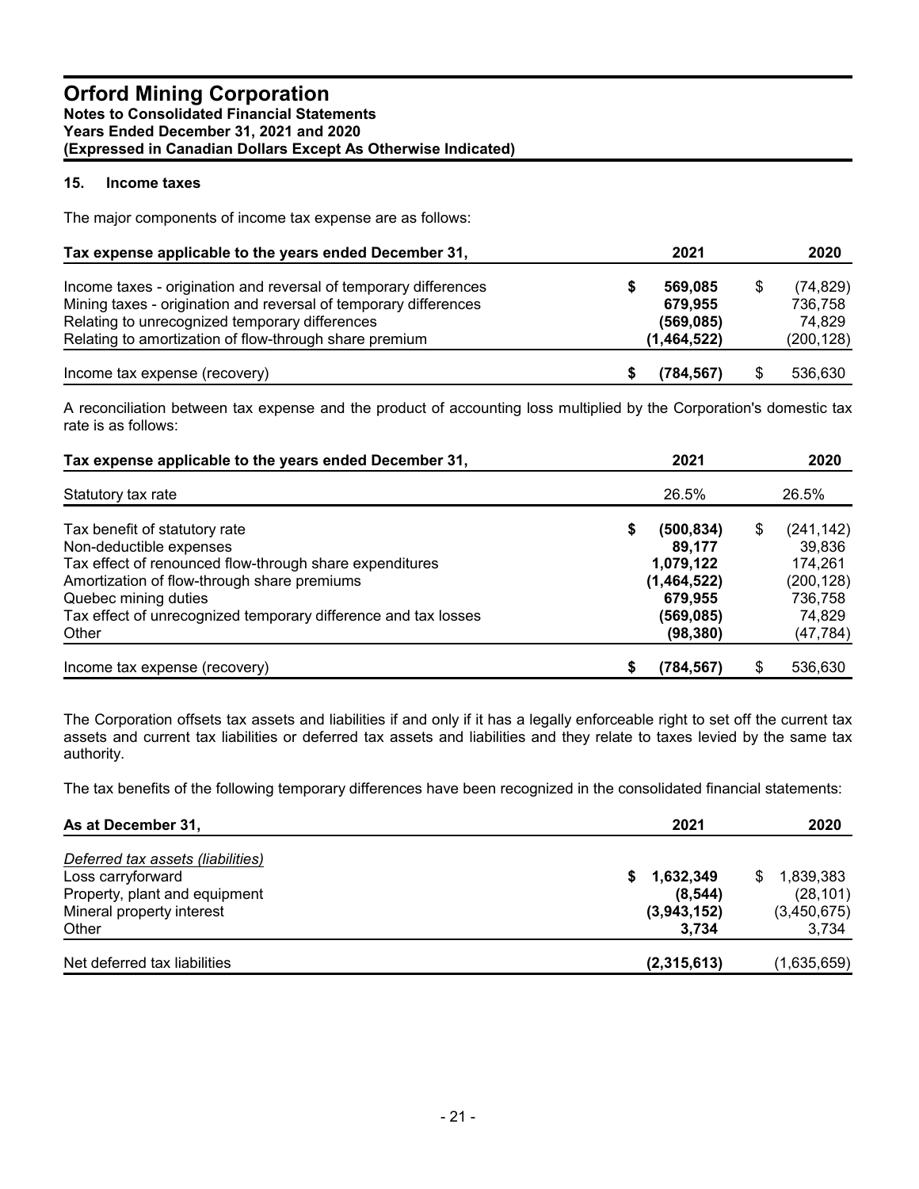## 15. Income taxes

The major components of income tax expense are as follows:

| Tax expense applicable to the years ended December 31, | 2021 | 2020 |
|---|---|---|
| Income taxes - origination and reversal of temporary differences | $ 569,085 | $ (74,829) |
| Mining taxes - origination and reversal of temporary differences | 679,955 | 736,758 |
| Relating to unrecognized temporary differences | (569,085) | 74,829 |
| Relating to amortization of flow-through share premium | (1,464,522) | (200,128) |
| Income tax expense (recovery) | $ (784,567) | $ 536,630 |

A reconciliation between tax expense and the product of accounting loss multiplied by the Corporation's domestic tax rate is as follows:

| Tax expense applicable to the years ended December 31, | 2021 | 2020 |
|---|---|---|
| Statutory tax rate | 26.5% | 26.5% |
| Tax benefit of statutory rate | $ (500,834) | $ (241,142) |
| Non-deductible expenses | 89,177 | 39,836 |
| Tax effect of renounced flow-through share expenditures | 1,079,122 | 174,261 |
| Amortization of flow-through share premiums | (1,464,522) | (200,128) |
| Quebec mining duties | 679,955 | 736,758 |
| Tax effect of unrecognized temporary difference and tax losses | (569,085) | 74,829 |
| Other | (98,380) | (47,784) |
| Income tax expense (recovery) | $ (784,567) | $ 536,630 |

The Corporation offsets tax assets and liabilities if and only if it has a legally enforceable right to set off the current tax assets and current tax liabilities or deferred tax assets and liabilities and they relate to taxes levied by the same tax authority.

The tax benefits of the following temporary differences have been recognized in the consolidated financial statements:

| As at December 31, | 2021 | 2020 |
|---|---|---|
| *Deferred tax assets (liabilities)* | | |
| Loss carryforward | $ 1,632,349 | $ 1,839,383 |
| Property, plant and equipment | (8,544) | (28,101) |
| Mineral property interest | (3,943,152) | (3,450,675) |
| Other | 3,734 | 3,734 |
| Net deferred tax liabilities | (2,315,613) | (1,635,659) |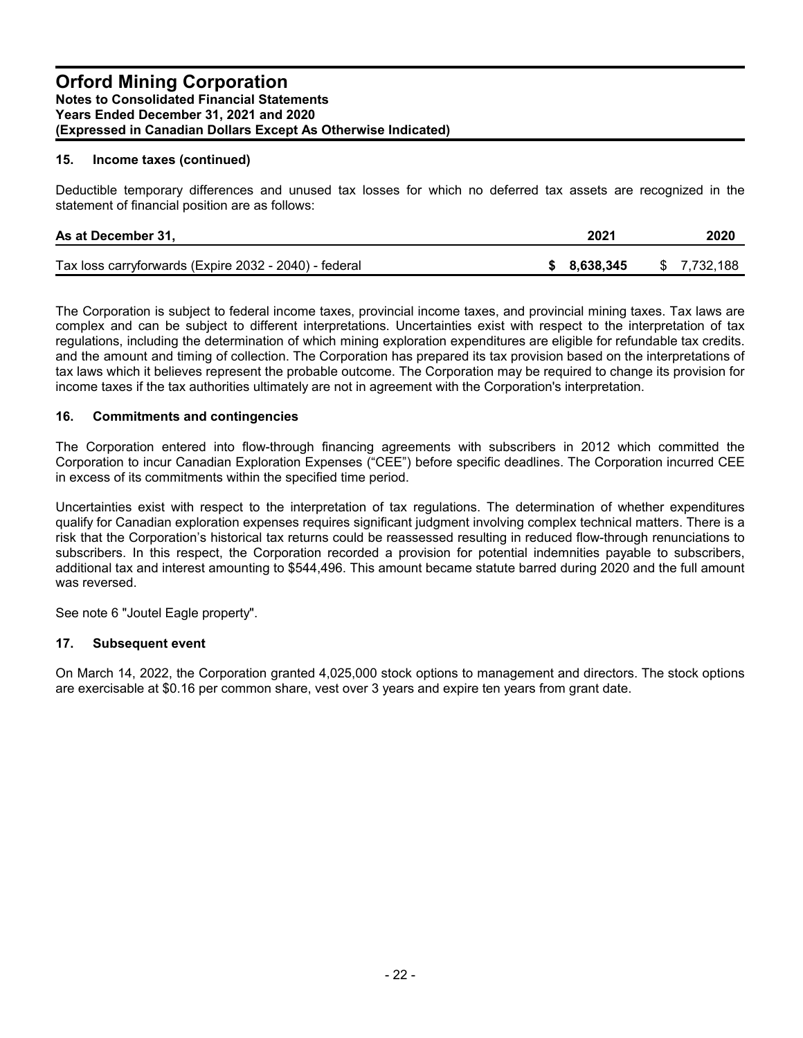## 15. Income taxes (continued)

Deductible temporary differences and unused tax losses for which no deferred tax assets are recognized in the statement of financial position are as follows:

| As at December 31, | 2021 | 2020 |
|---|---|---|
| Tax loss carryforwards (Expire 2032 - 2040) - federal | **$ 8,638,345** | $ 7,732,188 |

The Corporation is subject to federal income taxes, provincial income taxes, and provincial mining taxes. Tax laws are complex and can be subject to different interpretations. Uncertainties exist with respect to the interpretation of tax regulations, including the determination of which mining exploration expenditures are eligible for refundable tax credits. and the amount and timing of collection. The Corporation has prepared its tax provision based on the interpretations of tax laws which it believes represent the probable outcome. The Corporation may be required to change its provision for income taxes if the tax authorities ultimately are not in agreement with the Corporation's interpretation.

## 16. Commitments and contingencies

The Corporation entered into flow-through financing agreements with subscribers in 2012 which committed the Corporation to incur Canadian Exploration Expenses ("CEE") before specific deadlines. The Corporation incurred CEE in excess of its commitments within the specified time period.

Uncertainties exist with respect to the interpretation of tax regulations. The determination of whether expenditures qualify for Canadian exploration expenses requires significant judgment involving complex technical matters. There is a risk that the Corporation's historical tax returns could be reassessed resulting in reduced flow-through renunciations to subscribers. In this respect, the Corporation recorded a provision for potential indemnities payable to subscribers, additional tax and interest amounting to $544,496. This amount became statute barred during 2020 and the full amount was reversed.

See note 6 "Joutel Eagle property".

## 17. Subsequent event

On March 14, 2022, the Corporation granted 4,025,000 stock options to management and directors. The stock options are exercisable at $0.16 per common share, vest over 3 years and expire ten years from grant date.